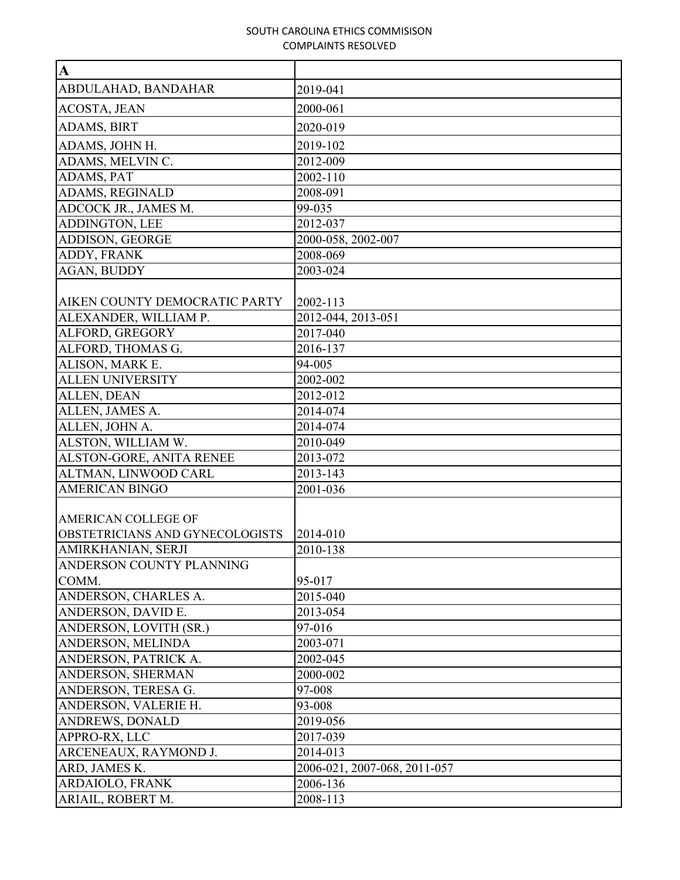SOUTH CAROLINA ETHICS COMMISISON
COMPLAINTS RESOLVED

| A | |
|---|---|
| ABDULAHAD, BANDAHAR | 2019-041 |
| ACOSTA, JEAN | 2000-061 |
| ADAMS, BIRT | 2020-019 |
| ADAMS, JOHN H. | 2019-102 |
| ADAMS, MELVIN C. | 2012-009 |
| ADAMS, PAT | 2002-110 |
| ADAMS, REGINALD | 2008-091 |
| ADCOCK JR., JAMES M. | 99-035 |
| ADDINGTON, LEE | 2012-037 |
| ADDISON, GEORGE | 2000-058, 2002-007 |
| ADDY, FRANK | 2008-069 |
| AGAN, BUDDY | 2003-024 |
| AIKEN COUNTY DEMOCRATIC PARTY | 2002-113 |
| ALEXANDER, WILLIAM P. | 2012-044, 2013-051 |
| ALFORD, GREGORY | 2017-040 |
| ALFORD, THOMAS G. | 2016-137 |
| ALISON, MARK E. | 94-005 |
| ALLEN UNIVERSITY | 2002-002 |
| ALLEN, DEAN | 2012-012 |
| ALLEN, JAMES A. | 2014-074 |
| ALLEN, JOHN A. | 2014-074 |
| ALSTON, WILLIAM W. | 2010-049 |
| ALSTON-GORE, ANITA RENEE | 2013-072 |
| ALTMAN, LINWOOD CARL | 2013-143 |
| AMERICAN BINGO | 2001-036 |
| AMERICAN COLLEGE OF OBSTETRICIANS AND GYNECOLOGISTS | 2014-010 |
| AMIRKHANIAN, SERJI | 2010-138 |
| ANDERSON COUNTY PLANNING COMM. | 95-017 |
| ANDERSON, CHARLES A. | 2015-040 |
| ANDERSON, DAVID E. | 2013-054 |
| ANDERSON, LOVITH (SR.) | 97-016 |
| ANDERSON, MELINDA | 2003-071 |
| ANDERSON, PATRICK A. | 2002-045 |
| ANDERSON, SHERMAN | 2000-002 |
| ANDERSON, TERESA G. | 97-008 |
| ANDERSON, VALERIE H. | 93-008 |
| ANDREWS, DONALD | 2019-056 |
| APPRO-RX, LLC | 2017-039 |
| ARCENEAUX, RAYMOND J. | 2014-013 |
| ARD, JAMES K. | 2006-021, 2007-068, 2011-057 |
| ARDAIOLO, FRANK | 2006-136 |
| ARIAIL, ROBERT M. | 2008-113 |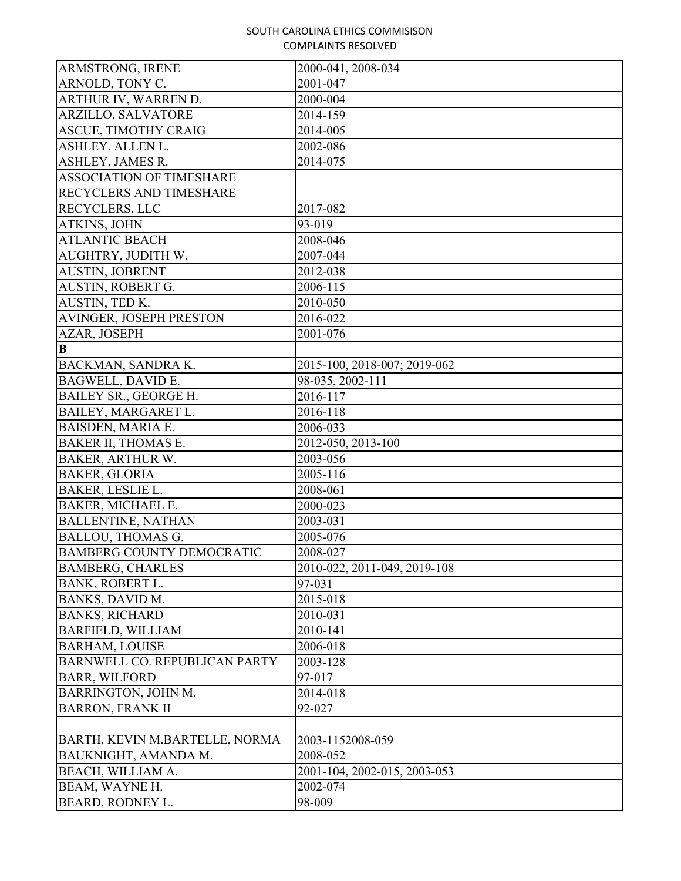| ARMSTRONG, IRENE | 2000-041, 2008-034 |
|---|---|
| ARNOLD, TONY C. | 2001-047 |
| ARTHUR IV, WARREN D. | 2000-004 |
| ARZILLO, SALVATORE | 2014-159 |
| ASCUE, TIMOTHY CRAIG | 2014-005 |
| ASHLEY, ALLEN L. | 2002-086 |
| ASHLEY, JAMES R. | 2014-075 |
| ASSOCIATION OF TIMESHARE RECYCLERS AND TIMESHARE RECYCLERS, LLC | 2017-082 |
| ATKINS, JOHN | 93-019 |
| ATLANTIC BEACH | 2008-046 |
| AUGHTRY, JUDITH W. | 2007-044 |
| AUSTIN, JOBRENT | 2012-038 |
| AUSTIN, ROBERT G. | 2006-115 |
| AUSTIN, TED K. | 2010-050 |
| AVINGER, JOSEPH PRESTON | 2016-022 |
| AZAR, JOSEPH | 2001-076 |
| **B** | |
| BACKMAN, SANDRA K. | 2015-100, 2018-007; 2019-062 |
| BAGWELL, DAVID E. | 98-035, 2002-111 |
| BAILEY SR., GEORGE H. | 2016-117 |
| BAILEY, MARGARET L. | 2016-118 |
| BAISDEN, MARIA E. | 2006-033 |
| BAKER II, THOMAS E. | 2012-050, 2013-100 |
| BAKER, ARTHUR W. | 2003-056 |
| BAKER, GLORIA | 2005-116 |
| BAKER, LESLIE L. | 2008-061 |
| BAKER, MICHAEL E. | 2000-023 |
| BALLENTINE, NATHAN | 2003-031 |
| BALLOU, THOMAS G. | 2005-076 |
| BAMBERG COUNTY DEMOCRATIC | 2008-027 |
| BAMBERG, CHARLES | 2010-022, 2011-049, 2019-108 |
| BANK, ROBERT L. | 97-031 |
| BANKS, DAVID M. | 2015-018 |
| BANKS, RICHARD | 2010-031 |
| BARFIELD, WILLIAM | 2010-141 |
| BARHAM, LOUISE | 2006-018 |
| BARNWELL CO. REPUBLICAN PARTY | 2003-128 |
| BARR, WILFORD | 97-017 |
| BARRINGTON, JOHN M. | 2014-018 |
| BARRON, FRANK II | 92-027 |
| BARTH, KEVIN M.BARTELLE, NORMA | 2003-1152008-059 |
| BAUKNIGHT, AMANDA M. | 2008-052 |
| BEACH, WILLIAM A. | 2001-104, 2002-015, 2003-053 |
| BEAM, WAYNE H. | 2002-074 |
| BEARD, RODNEY L. | 98-009 |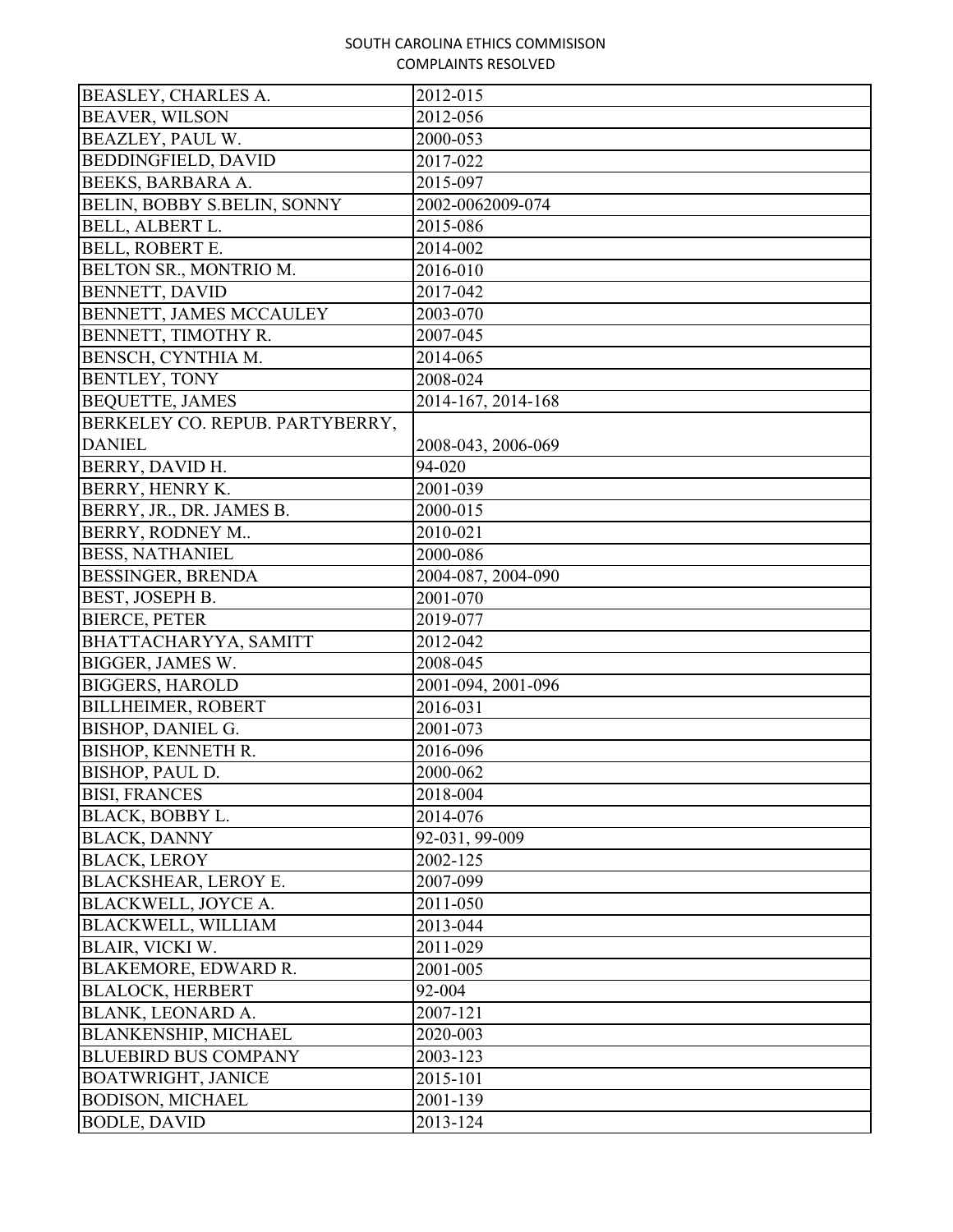| BEASLEY, CHARLES A. | 2012-015 |
|---|---|
| BEAVER, WILSON | 2012-056 |
| BEAZLEY, PAUL W. | 2000-053 |
| BEDDINGFIELD, DAVID | 2017-022 |
| BEEKS, BARBARA A. | 2015-097 |
| BELIN, BOBBY S.BELIN, SONNY | 2002-0062009-074 |
| BELL, ALBERT L. | 2015-086 |
| BELL, ROBERT E. | 2014-002 |
| BELTON SR., MONTRIO M. | 2016-010 |
| BENNETT, DAVID | 2017-042 |
| BENNETT, JAMES MCCAULEY | 2003-070 |
| BENNETT, TIMOTHY R. | 2007-045 |
| BENSCH, CYNTHIA M. | 2014-065 |
| BENTLEY, TONY | 2008-024 |
| BEQUETTE, JAMES | 2014-167, 2014-168 |
| BERKELEY CO. REPUB. PARTYBERRY, DANIEL | 2008-043, 2006-069 |
| BERRY, DAVID H. | 94-020 |
| BERRY, HENRY K. | 2001-039 |
| BERRY, JR., DR. JAMES B. | 2000-015 |
| BERRY, RODNEY M.. | 2010-021 |
| BESS, NATHANIEL | 2000-086 |
| BESSINGER, BRENDA | 2004-087, 2004-090 |
| BEST, JOSEPH B. | 2001-070 |
| BIERCE, PETER | 2019-077 |
| BHATTACHARYYA, SAMITT | 2012-042 |
| BIGGER, JAMES W. | 2008-045 |
| BIGGERS, HAROLD | 2001-094, 2001-096 |
| BILLHEIMER, ROBERT | 2016-031 |
| BISHOP, DANIEL G. | 2001-073 |
| BISHOP, KENNETH R. | 2016-096 |
| BISHOP, PAUL D. | 2000-062 |
| BISI, FRANCES | 2018-004 |
| BLACK, BOBBY L. | 2014-076 |
| BLACK, DANNY | 92-031, 99-009 |
| BLACK, LEROY | 2002-125 |
| BLACKSHEAR, LEROY E. | 2007-099 |
| BLACKWELL, JOYCE A. | 2011-050 |
| BLACKWELL, WILLIAM | 2013-044 |
| BLAIR, VICKI W. | 2011-029 |
| BLAKEMORE, EDWARD R. | 2001-005 |
| BLALOCK, HERBERT | 92-004 |
| BLANK, LEONARD A. | 2007-121 |
| BLANKENSHIP, MICHAEL | 2020-003 |
| BLUEBIRD BUS COMPANY | 2003-123 |
| BOATWRIGHT, JANICE | 2015-101 |
| BODISON, MICHAEL | 2001-139 |
| BODLE, DAVID | 2013-124 |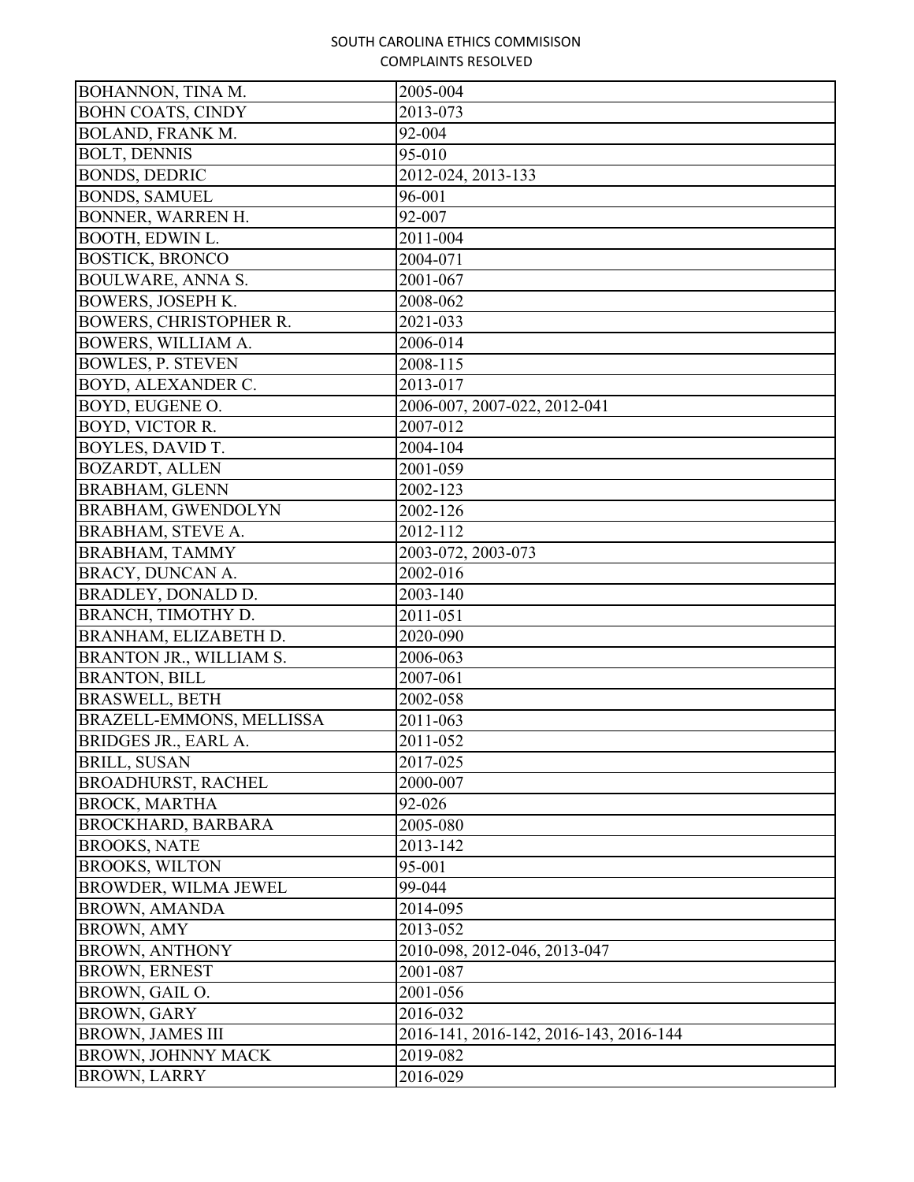| BOHANNON, TINA M. | 2005-004 |
|---|---|
| BOHN COATS, CINDY | 2013-073 |
| BOLAND, FRANK M. | 92-004 |
| BOLT, DENNIS | 95-010 |
| BONDS, DEDRIC | 2012-024, 2013-133 |
| BONDS, SAMUEL | 96-001 |
| BONNER, WARREN H. | 92-007 |
| BOOTH, EDWIN L. | 2011-004 |
| BOSTICK, BRONCO | 2004-071 |
| BOULWARE, ANNA S. | 2001-067 |
| BOWERS, JOSEPH K. | 2008-062 |
| BOWERS, CHRISTOPHER R. | 2021-033 |
| BOWERS, WILLIAM A. | 2006-014 |
| BOWLES, P. STEVEN | 2008-115 |
| BOYD, ALEXANDER C. | 2013-017 |
| BOYD, EUGENE O. | 2006-007, 2007-022, 2012-041 |
| BOYD, VICTOR R. | 2007-012 |
| BOYLES, DAVID T. | 2004-104 |
| BOZARDT, ALLEN | 2001-059 |
| BRABHAM, GLENN | 2002-123 |
| BRABHAM, GWENDOLYN | 2002-126 |
| BRABHAM, STEVE A. | 2012-112 |
| BRABHAM, TAMMY | 2003-072, 2003-073 |
| BRACY, DUNCAN A. | 2002-016 |
| BRADLEY, DONALD D. | 2003-140 |
| BRANCH, TIMOTHY D. | 2011-051 |
| BRANHAM, ELIZABETH D. | 2020-090 |
| BRANTON JR., WILLIAM S. | 2006-063 |
| BRANTON, BILL | 2007-061 |
| BRASWELL, BETH | 2002-058 |
| BRAZELL-EMMONS, MELLISSA | 2011-063 |
| BRIDGES JR., EARL A. | 2011-052 |
| BRILL, SUSAN | 2017-025 |
| BROADHURST, RACHEL | 2000-007 |
| BROCK, MARTHA | 92-026 |
| BROCKHARD, BARBARA | 2005-080 |
| BROOKS, NATE | 2013-142 |
| BROOKS, WILTON | 95-001 |
| BROWDER, WILMA JEWEL | 99-044 |
| BROWN, AMANDA | 2014-095 |
| BROWN, AMY | 2013-052 |
| BROWN, ANTHONY | 2010-098, 2012-046, 2013-047 |
| BROWN, ERNEST | 2001-087 |
| BROWN, GAIL O. | 2001-056 |
| BROWN, GARY | 2016-032 |
| BROWN, JAMES III | 2016-141, 2016-142, 2016-143, 2016-144 |
| BROWN, JOHNNY MACK | 2019-082 |
| BROWN, LARRY | 2016-029 |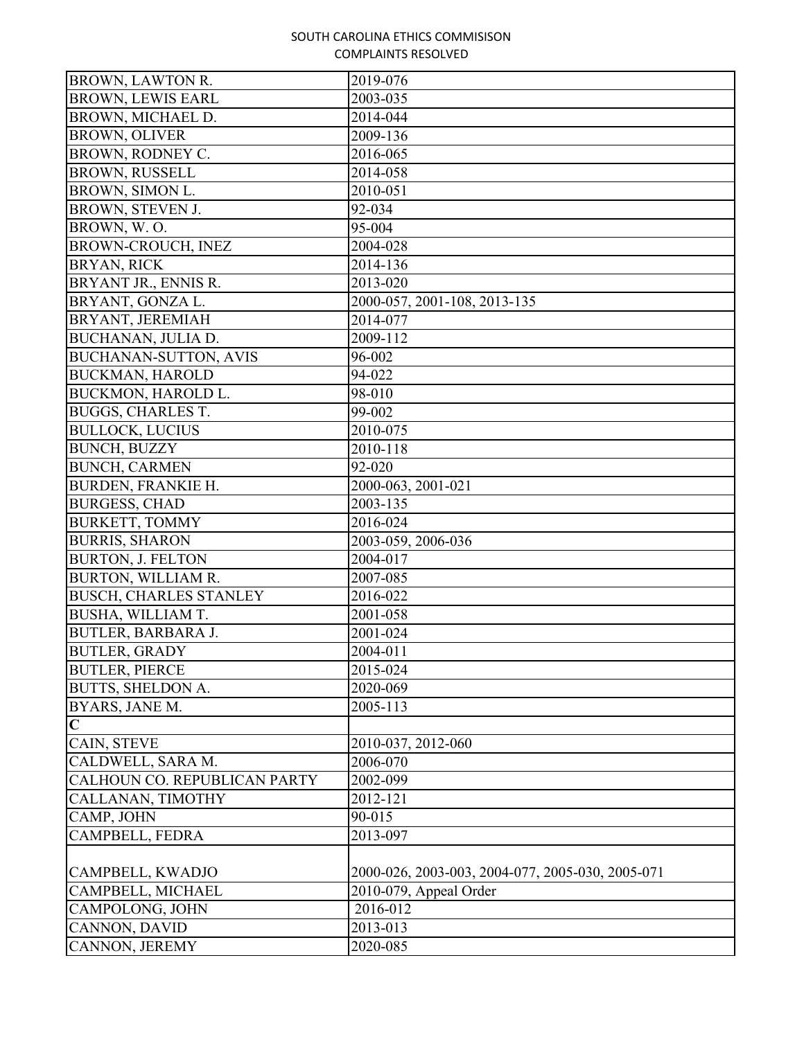| BROWN, LAWTON R. | 2019-076 |
|---|---|
| BROWN, LEWIS EARL | 2003-035 |
| BROWN, MICHAEL D. | 2014-044 |
| BROWN, OLIVER | 2009-136 |
| BROWN, RODNEY C. | 2016-065 |
| BROWN, RUSSELL | 2014-058 |
| BROWN, SIMON L. | 2010-051 |
| BROWN, STEVEN J. | 92-034 |
| BROWN, W. O. | 95-004 |
| BROWN-CROUCH, INEZ | 2004-028 |
| BRYAN, RICK | 2014-136 |
| BRYANT JR., ENNIS R. | 2013-020 |
| BRYANT, GONZA L. | 2000-057, 2001-108, 2013-135 |
| BRYANT, JEREMIAH | 2014-077 |
| BUCHANAN, JULIA D. | 2009-112 |
| BUCHANAN-SUTTON, AVIS | 96-002 |
| BUCKMAN, HAROLD | 94-022 |
| BUCKMON, HAROLD L. | 98-010 |
| BUGGS, CHARLES T. | 99-002 |
| BULLOCK, LUCIUS | 2010-075 |
| BUNCH, BUZZY | 2010-118 |
| BUNCH, CARMEN | 92-020 |
| BURDEN, FRANKIE H. | 2000-063, 2001-021 |
| BURGESS, CHAD | 2003-135 |
| BURKETT, TOMMY | 2016-024 |
| BURRIS, SHARON | 2003-059, 2006-036 |
| BURTON, J. FELTON | 2004-017 |
| BURTON, WILLIAM R. | 2007-085 |
| BUSCH, CHARLES STANLEY | 2016-022 |
| BUSHA, WILLIAM T. | 2001-058 |
| BUTLER, BARBARA J. | 2001-024 |
| BUTLER, GRADY | 2004-011 |
| BUTLER, PIERCE | 2015-024 |
| BUTTS, SHELDON A. | 2020-069 |
| BYARS, JANE M. | 2005-113 |
| **C** | |
| CAIN, STEVE | 2010-037, 2012-060 |
| CALDWELL, SARA M. | 2006-070 |
| CALHOUN CO. REPUBLICAN PARTY | 2002-099 |
| CALLANAN, TIMOTHY | 2012-121 |
| CAMP, JOHN | 90-015 |
| CAMPBELL, FEDRA | 2013-097 |
| CAMPBELL, KWADJO | 2000-026, 2003-003, 2004-077, 2005-030, 2005-071 |
| CAMPBELL, MICHAEL | 2010-079, Appeal Order |
| CAMPOLONG, JOHN | 2016-012 |
| CANNON, DAVID | 2013-013 |
| CANNON, JEREMY | 2020-085 |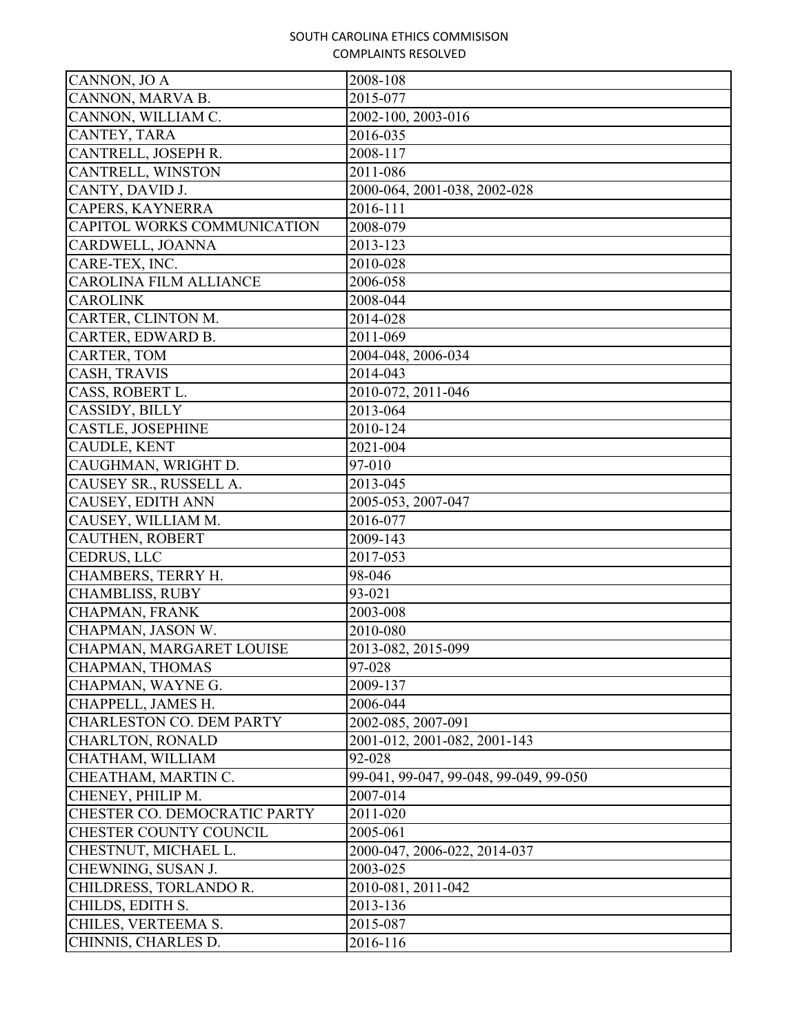SOUTH CAROLINA ETHICS COMMISISON
COMPLAINTS RESOLVED

| | |
|---|---|
| CANNON, JO A | 2008-108 |
| CANNON, MARVA B. | 2015-077 |
| CANNON, WILLIAM C. | 2002-100, 2003-016 |
| CANTEY, TARA | 2016-035 |
| CANTRELL, JOSEPH R. | 2008-117 |
| CANTRELL, WINSTON | 2011-086 |
| CANTY, DAVID J. | 2000-064, 2001-038, 2002-028 |
| CAPERS, KAYNERRA | 2016-111 |
| CAPITOL WORKS COMMUNICATION | 2008-079 |
| CARDWELL, JOANNA | 2013-123 |
| CARE-TEX, INC. | 2010-028 |
| CAROLINA FILM ALLIANCE | 2006-058 |
| CAROLINK | 2008-044 |
| CARTER, CLINTON M. | 2014-028 |
| CARTER, EDWARD B. | 2011-069 |
| CARTER, TOM | 2004-048, 2006-034 |
| CASH, TRAVIS | 2014-043 |
| CASS, ROBERT L. | 2010-072, 2011-046 |
| CASSIDY, BILLY | 2013-064 |
| CASTLE, JOSEPHINE | 2010-124 |
| CAUDLE, KENT | 2021-004 |
| CAUGHMAN, WRIGHT D. | 97-010 |
| CAUSEY SR., RUSSELL A. | 2013-045 |
| CAUSEY, EDITH ANN | 2005-053, 2007-047 |
| CAUSEY, WILLIAM M. | 2016-077 |
| CAUTHEN, ROBERT | 2009-143 |
| CEDRUS, LLC | 2017-053 |
| CHAMBERS, TERRY H. | 98-046 |
| CHAMBLISS, RUBY | 93-021 |
| CHAPMAN, FRANK | 2003-008 |
| CHAPMAN, JASON W. | 2010-080 |
| CHAPMAN, MARGARET LOUISE | 2013-082, 2015-099 |
| CHAPMAN, THOMAS | 97-028 |
| CHAPMAN, WAYNE G. | 2009-137 |
| CHAPPELL, JAMES H. | 2006-044 |
| CHARLESTON CO. DEM PARTY | 2002-085, 2007-091 |
| CHARLTON, RONALD | 2001-012, 2001-082, 2001-143 |
| CHATHAM, WILLIAM | 92-028 |
| CHEATHAM, MARTIN C. | 99-041, 99-047, 99-048, 99-049, 99-050 |
| CHENEY, PHILIP M. | 2007-014 |
| CHESTER CO. DEMOCRATIC PARTY | 2011-020 |
| CHESTER COUNTY COUNCIL | 2005-061 |
| CHESTNUT, MICHAEL L. | 2000-047, 2006-022, 2014-037 |
| CHEWNING, SUSAN J. | 2003-025 |
| CHILDRESS, TORLANDO R. | 2010-081, 2011-042 |
| CHILDS, EDITH S. | 2013-136 |
| CHILES, VERTEEMA S. | 2015-087 |
| CHINNIS, CHARLES D. | 2016-116 |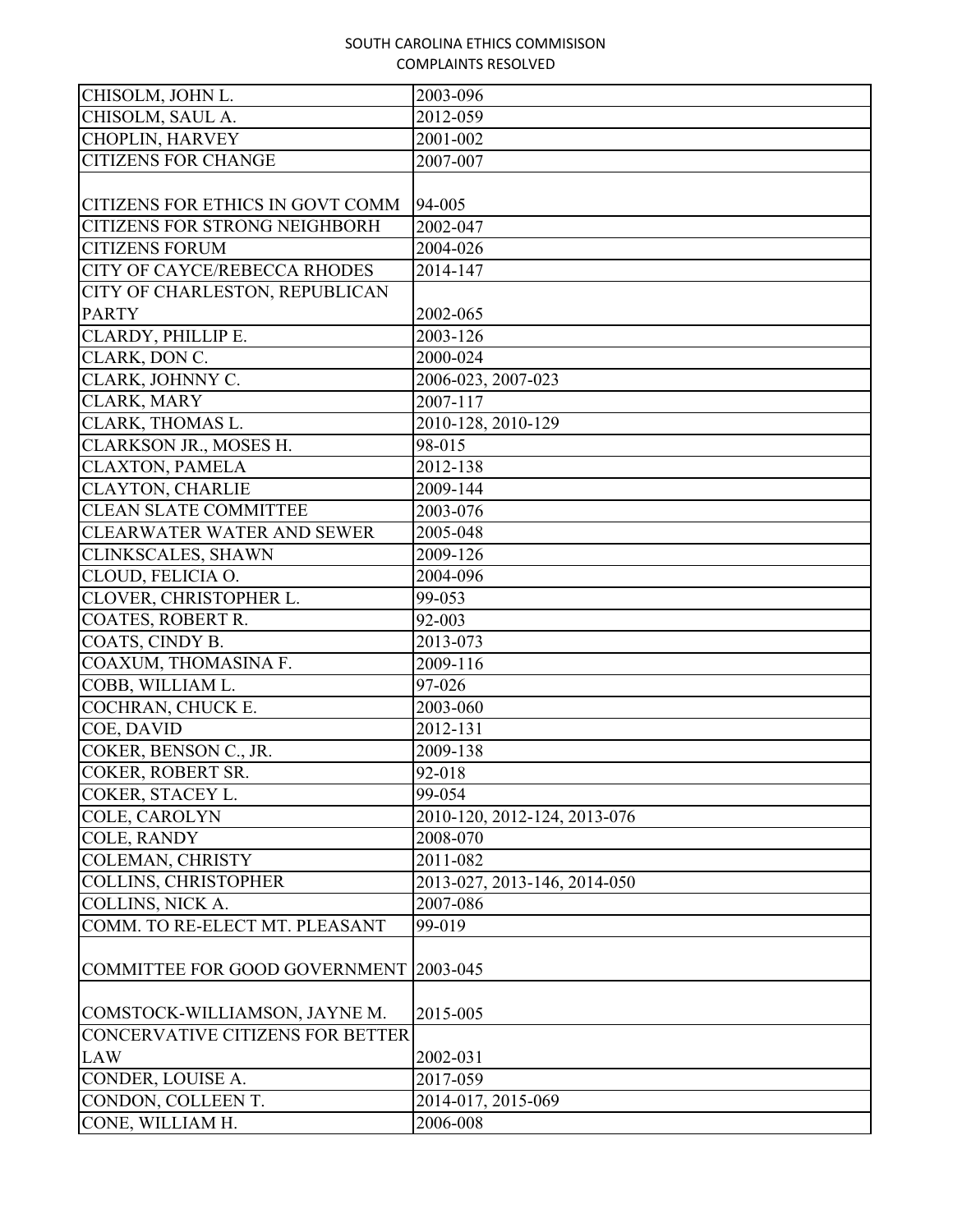| CHISOLM, JOHN L. | 2003-096 |
|---|---|
| CHISOLM, SAUL A. | 2012-059 |
| CHOPLIN, HARVEY | 2001-002 |
| CITIZENS FOR CHANGE | 2007-007 |
| CITIZENS FOR ETHICS IN GOVT COMM | 94-005 |
| CITIZENS FOR STRONG NEIGHBORH | 2002-047 |
| CITIZENS FORUM | 2004-026 |
| CITY OF CAYCE/REBECCA RHODES | 2014-147 |
| CITY OF CHARLESTON, REPUBLICAN PARTY | 2002-065 |
| CLARDY, PHILLIP E. | 2003-126 |
| CLARK, DON C. | 2000-024 |
| CLARK, JOHNNY C. | 2006-023, 2007-023 |
| CLARK, MARY | 2007-117 |
| CLARK, THOMAS L. | 2010-128, 2010-129 |
| CLARKSON JR., MOSES H. | 98-015 |
| CLAXTON, PAMELA | 2012-138 |
| CLAYTON, CHARLIE | 2009-144 |
| CLEAN SLATE COMMITTEE | 2003-076 |
| CLEARWATER WATER AND SEWER | 2005-048 |
| CLINKSCALES, SHAWN | 2009-126 |
| CLOUD, FELICIA O. | 2004-096 |
| CLOVER, CHRISTOPHER L. | 99-053 |
| COATES, ROBERT R. | 92-003 |
| COATS, CINDY B. | 2013-073 |
| COAXUM, THOMASINA F. | 2009-116 |
| COBB, WILLIAM L. | 97-026 |
| COCHRAN, CHUCK E. | 2003-060 |
| COE, DAVID | 2012-131 |
| COKER, BENSON C., JR. | 2009-138 |
| COKER, ROBERT SR. | 92-018 |
| COKER, STACEY L. | 99-054 |
| COLE, CAROLYN | 2010-120, 2012-124, 2013-076 |
| COLE, RANDY | 2008-070 |
| COLEMAN, CHRISTY | 2011-082 |
| COLLINS, CHRISTOPHER | 2013-027, 2013-146, 2014-050 |
| COLLINS, NICK A. | 2007-086 |
| COMM. TO RE-ELECT MT. PLEASANT | 99-019 |
| COMMITTEE FOR GOOD GOVERNMENT | 2003-045 |
| COMSTOCK-WILLIAMSON, JAYNE M. | 2015-005 |
| CONCERVATIVE CITIZENS FOR BETTER LAW | 2002-031 |
| CONDER, LOUISE A. | 2017-059 |
| CONDON, COLLEEN T. | 2014-017, 2015-069 |
| CONE, WILLIAM H. | 2006-008 |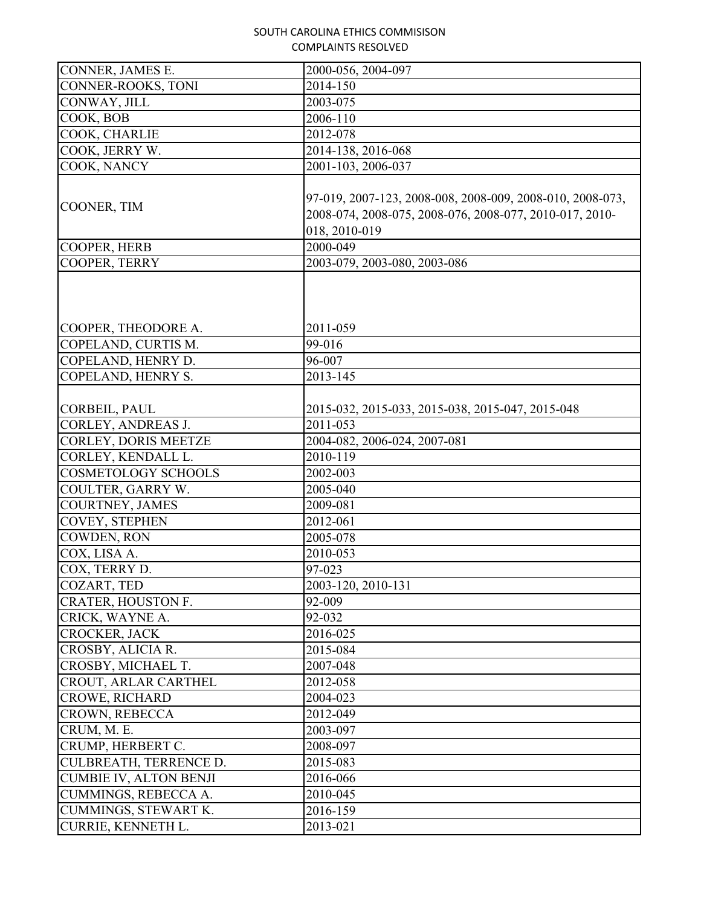SOUTH CAROLINA ETHICS COMMISISON
COMPLAINTS RESOLVED

| | |
|---|---|
| CONNER, JAMES E. | 2000-056, 2004-097 |
| CONNER-ROOKS, TONI | 2014-150 |
| CONWAY, JILL | 2003-075 |
| COOK, BOB | 2006-110 |
| COOK, CHARLIE | 2012-078 |
| COOK, JERRY W. | 2014-138, 2016-068 |
| COOK, NANCY | 2001-103, 2006-037 |
| COONER, TIM | 97-019, 2007-123, 2008-008, 2008-009, 2008-010, 2008-073, 2008-074, 2008-075, 2008-076, 2008-077, 2010-017, 2010-018, 2010-019 |
| COOPER, HERB | 2000-049 |
| COOPER, TERRY | 2003-079, 2003-080, 2003-086 |
| COOPER, THEODORE A. | 2011-059 |
| COPELAND, CURTIS M. | 99-016 |
| COPELAND, HENRY D. | 96-007 |
| COPELAND, HENRY S. | 2013-145 |
| CORBEIL, PAUL | 2015-032, 2015-033, 2015-038, 2015-047, 2015-048 |
| CORLEY, ANDREAS J. | 2011-053 |
| CORLEY, DORIS MEETZE | 2004-082, 2006-024, 2007-081 |
| CORLEY, KENDALL L. | 2010-119 |
| COSMETOLOGY SCHOOLS | 2002-003 |
| COULTER, GARRY W. | 2005-040 |
| COURTNEY, JAMES | 2009-081 |
| COVEY, STEPHEN | 2012-061 |
| COWDEN, RON | 2005-078 |
| COX, LISA A. | 2010-053 |
| COX, TERRY D. | 97-023 |
| COZART, TED | 2003-120, 2010-131 |
| CRATER, HOUSTON F. | 92-009 |
| CRICK, WAYNE A. | 92-032 |
| CROCKER, JACK | 2016-025 |
| CROSBY, ALICIA R. | 2015-084 |
| CROSBY, MICHAEL T. | 2007-048 |
| CROUT, ARLAR CARTHEL | 2012-058 |
| CROWE, RICHARD | 2004-023 |
| CROWN, REBECCA | 2012-049 |
| CRUM, M. E. | 2003-097 |
| CRUMP, HERBERT C. | 2008-097 |
| CULBREATH, TERRENCE D. | 2015-083 |
| CUMBIE IV, ALTON BENJI | 2016-066 |
| CUMMINGS, REBECCA A. | 2010-045 |
| CUMMINGS, STEWART K. | 2016-159 |
| CURRIE, KENNETH L. | 2013-021 |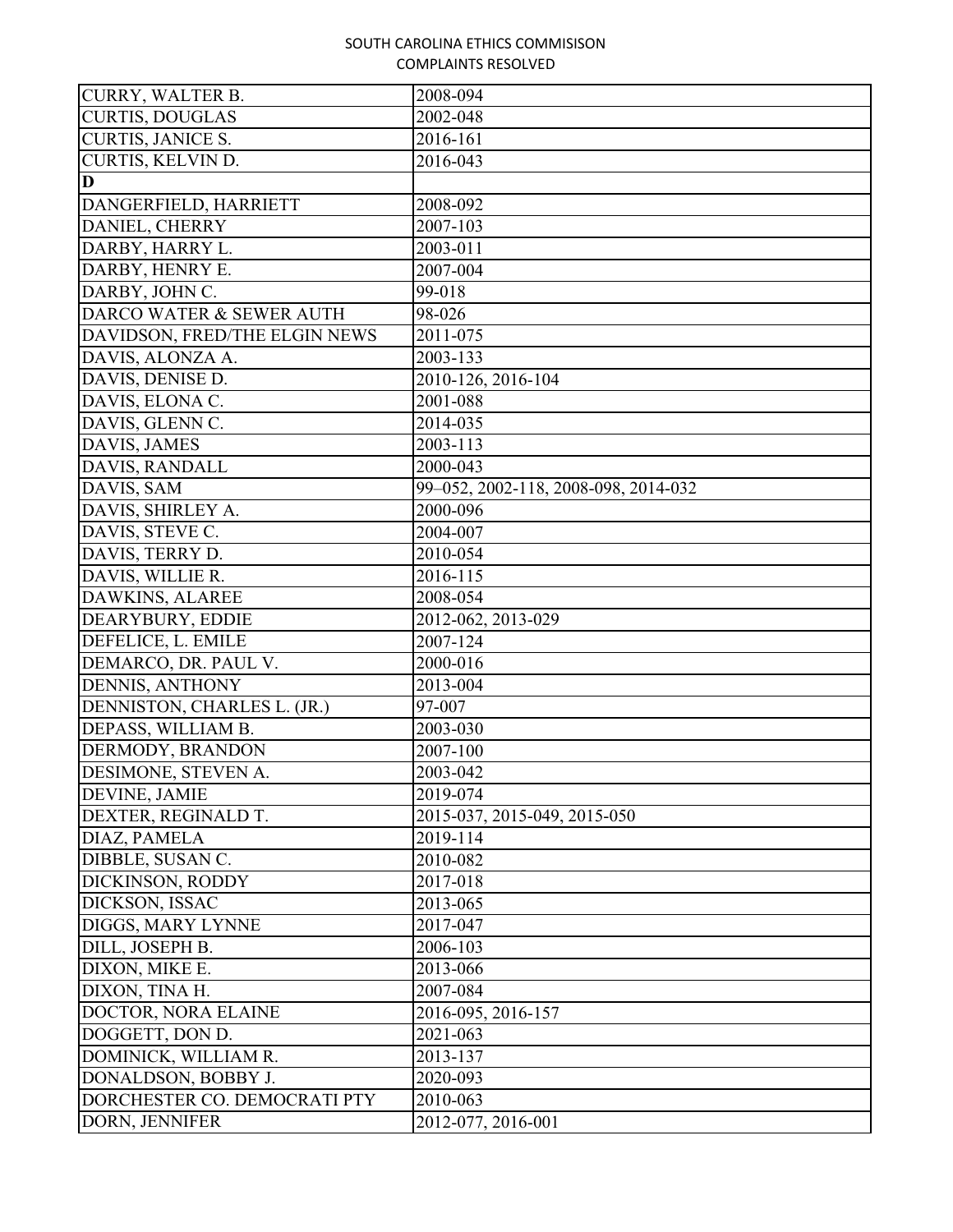| CURRY, WALTER B. | 2008-094 |
|---|---|
| CURTIS, DOUGLAS | 2002-048 |
| CURTIS, JANICE S. | 2016-161 |
| CURTIS, KELVIN D. | 2016-043 |
| **D** | |
| DANGERFIELD, HARRIETT | 2008-092 |
| DANIEL, CHERRY | 2007-103 |
| DARBY, HARRY L. | 2003-011 |
| DARBY, HENRY E. | 2007-004 |
| DARBY, JOHN C. | 99-018 |
| DARCO WATER & SEWER AUTH | 98-026 |
| DAVIDSON, FRED/THE ELGIN NEWS | 2011-075 |
| DAVIS, ALONZA A. | 2003-133 |
| DAVIS, DENISE D. | 2010-126, 2016-104 |
| DAVIS, ELONA C. | 2001-088 |
| DAVIS, GLENN C. | 2014-035 |
| DAVIS, JAMES | 2003-113 |
| DAVIS, RANDALL | 2000-043 |
| DAVIS, SAM | 99–052, 2002-118, 2008-098, 2014-032 |
| DAVIS, SHIRLEY A. | 2000-096 |
| DAVIS, STEVE C. | 2004-007 |
| DAVIS, TERRY D. | 2010-054 |
| DAVIS, WILLIE R. | 2016-115 |
| DAWKINS, ALAREE | 2008-054 |
| DEARYBURY, EDDIE | 2012-062, 2013-029 |
| DEFELICE, L. EMILE | 2007-124 |
| DEMARCO, DR. PAUL V. | 2000-016 |
| DENNIS, ANTHONY | 2013-004 |
| DENNISTON, CHARLES L. (JR.) | 97-007 |
| DEPASS, WILLIAM B. | 2003-030 |
| DERMODY, BRANDON | 2007-100 |
| DESIMONE, STEVEN A. | 2003-042 |
| DEVINE, JAMIE | 2019-074 |
| DEXTER, REGINALD T. | 2015-037, 2015-049, 2015-050 |
| DIAZ, PAMELA | 2019-114 |
| DIBBLE, SUSAN C. | 2010-082 |
| DICKINSON, RODDY | 2017-018 |
| DICKSON, ISSAC | 2013-065 |
| DIGGS, MARY LYNNE | 2017-047 |
| DILL, JOSEPH B. | 2006-103 |
| DIXON, MIKE E. | 2013-066 |
| DIXON, TINA H. | 2007-084 |
| DOCTOR, NORA ELAINE | 2016-095, 2016-157 |
| DOGGETT, DON D. | 2021-063 |
| DOMINICK, WILLIAM R. | 2013-137 |
| DONALDSON, BOBBY J. | 2020-093 |
| DORCHESTER CO. DEMOCRATI PTY | 2010-063 |
| DORN, JENNIFER | 2012-077, 2016-001 |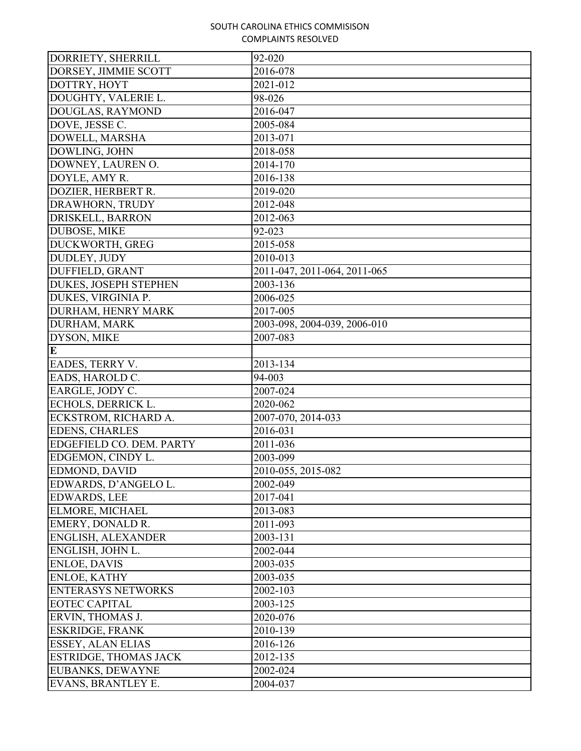| DORRIETY, SHERRILL | 92-020 |
|---|---|
| DORSEY, JIMMIE SCOTT | 2016-078 |
| DOTTRY, HOYT | 2021-012 |
| DOUGHTY, VALERIE L. | 98-026 |
| DOUGLAS, RAYMOND | 2016-047 |
| DOVE, JESSE C. | 2005-084 |
| DOWELL, MARSHA | 2013-071 |
| DOWLING, JOHN | 2018-058 |
| DOWNEY, LAUREN O. | 2014-170 |
| DOYLE, AMY R. | 2016-138 |
| DOZIER, HERBERT R. | 2019-020 |
| DRAWHORN, TRUDY | 2012-048 |
| DRISKELL, BARRON | 2012-063 |
| DUBOSE, MIKE | 92-023 |
| DUCKWORTH, GREG | 2015-058 |
| DUDLEY, JUDY | 2010-013 |
| DUFFIELD, GRANT | 2011-047, 2011-064, 2011-065 |
| DUKES, JOSEPH STEPHEN | 2003-136 |
| DUKES, VIRGINIA P. | 2006-025 |
| DURHAM, HENRY MARK | 2017-005 |
| DURHAM, MARK | 2003-098, 2004-039, 2006-010 |
| DYSON, MIKE | 2007-083 |
| **E** | |
| EADES, TERRY V. | 2013-134 |
| EADS, HAROLD C. | 94-003 |
| EARGLE, JODY C. | 2007-024 |
| ECHOLS, DERRICK L. | 2020-062 |
| ECKSTROM, RICHARD A. | 2007-070, 2014-033 |
| EDENS, CHARLES | 2016-031 |
| EDGEFIELD CO. DEM. PARTY | 2011-036 |
| EDGEMON, CINDY L. | 2003-099 |
| EDMOND, DAVID | 2010-055, 2015-082 |
| EDWARDS, D'ANGELO L. | 2002-049 |
| EDWARDS, LEE | 2017-041 |
| ELMORE, MICHAEL | 2013-083 |
| EMERY, DONALD R. | 2011-093 |
| ENGLISH, ALEXANDER | 2003-131 |
| ENGLISH, JOHN L. | 2002-044 |
| ENLOE, DAVIS | 2003-035 |
| ENLOE, KATHY | 2003-035 |
| ENTERASYS NETWORKS | 2002-103 |
| EOTEC CAPITAL | 2003-125 |
| ERVIN, THOMAS J. | 2020-076 |
| ESKRIDGE, FRANK | 2010-139 |
| ESSEY, ALAN ELIAS | 2016-126 |
| ESTRIDGE, THOMAS JACK | 2012-135 |
| EUBANKS, DEWAYNE | 2002-024 |
| EVANS, BRANTLEY E. | 2004-037 |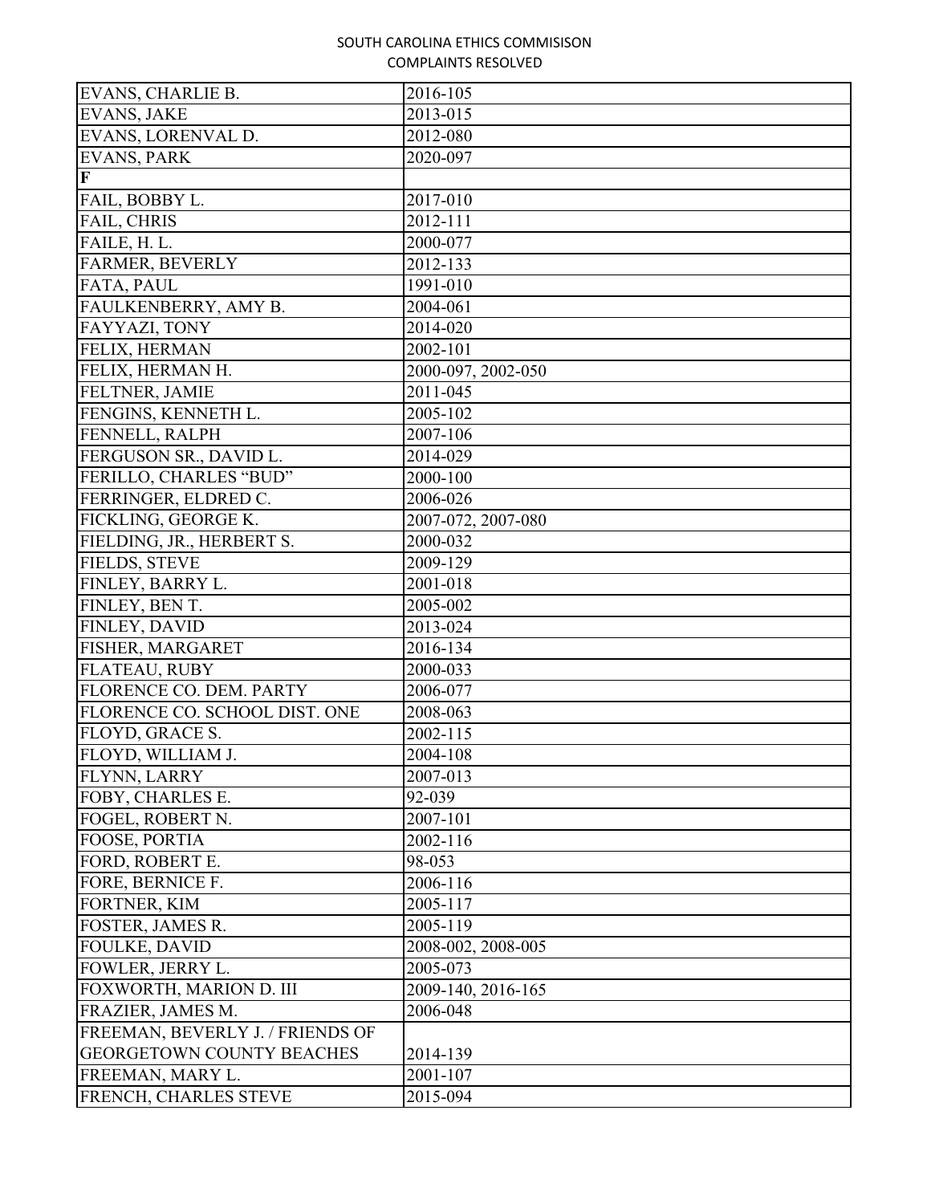| EVANS, CHARLIE B. | 2016-105 |
|---|---|
| EVANS, JAKE | 2013-015 |
| EVANS, LORENVAL D. | 2012-080 |
| EVANS, PARK | 2020-097 |
| **F** | |
| FAIL, BOBBY L. | 2017-010 |
| FAIL, CHRIS | 2012-111 |
| FAILE, H. L. | 2000-077 |
| FARMER, BEVERLY | 2012-133 |
| FATA, PAUL | 1991-010 |
| FAULKENBERRY, AMY B. | 2004-061 |
| FAYYAZI, TONY | 2014-020 |
| FELIX, HERMAN | 2002-101 |
| FELIX, HERMAN H. | 2000-097, 2002-050 |
| FELTNER, JAMIE | 2011-045 |
| FENGINS, KENNETH L. | 2005-102 |
| FENNELL, RALPH | 2007-106 |
| FERGUSON SR., DAVID L. | 2014-029 |
| FERILLO, CHARLES "BUD" | 2000-100 |
| FERRINGER, ELDRED C. | 2006-026 |
| FICKLING, GEORGE K. | 2007-072, 2007-080 |
| FIELDING, JR., HERBERT S. | 2000-032 |
| FIELDS, STEVE | 2009-129 |
| FINLEY, BARRY L. | 2001-018 |
| FINLEY, BEN T. | 2005-002 |
| FINLEY, DAVID | 2013-024 |
| FISHER, MARGARET | 2016-134 |
| FLATEAU, RUBY | 2000-033 |
| FLORENCE CO. DEM. PARTY | 2006-077 |
| FLORENCE CO. SCHOOL DIST. ONE | 2008-063 |
| FLOYD, GRACE S. | 2002-115 |
| FLOYD, WILLIAM J. | 2004-108 |
| FLYNN, LARRY | 2007-013 |
| FOBY, CHARLES E. | 92-039 |
| FOGEL, ROBERT N. | 2007-101 |
| FOOSE, PORTIA | 2002-116 |
| FORD, ROBERT E. | 98-053 |
| FORE, BERNICE F. | 2006-116 |
| FORTNER, KIM | 2005-117 |
| FOSTER, JAMES R. | 2005-119 |
| FOULKE, DAVID | 2008-002, 2008-005 |
| FOWLER, JERRY L. | 2005-073 |
| FOXWORTH, MARION D. III | 2009-140, 2016-165 |
| FRAZIER, JAMES M. | 2006-048 |
| FREEMAN, BEVERLY J. / FRIENDS OF GEORGETOWN COUNTY BEACHES | 2014-139 |
| FREEMAN, MARY L. | 2001-107 |
| FRENCH, CHARLES STEVE | 2015-094 |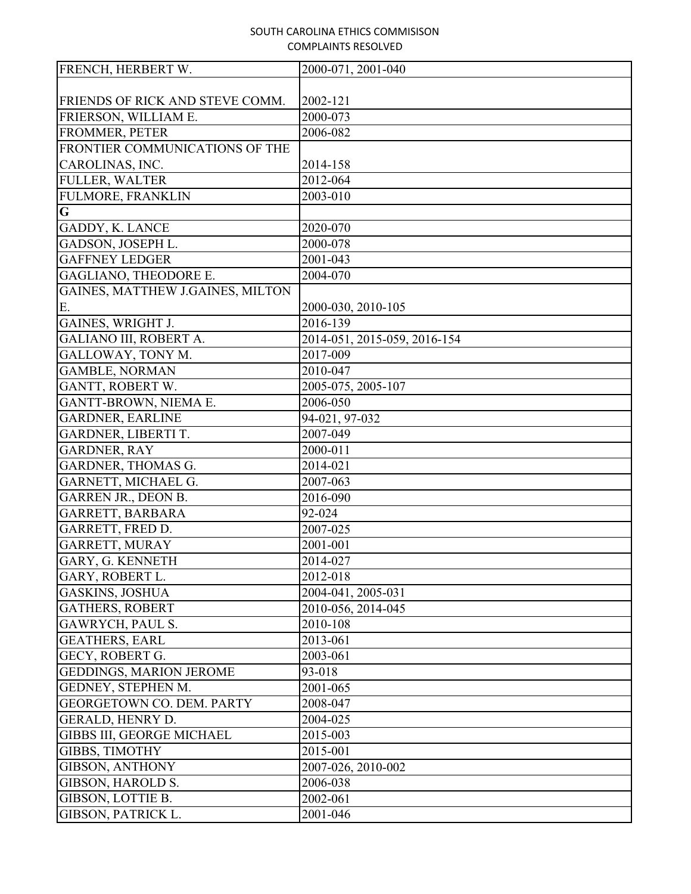| FRENCH, HERBERT W. | 2000-071, 2001-040 |
|---|---|
| FRIENDS OF RICK AND STEVE COMM. | 2002-121 |
| FRIERSON, WILLIAM E. | 2000-073 |
| FROMMER, PETER | 2006-082 |
| FRONTIER COMMUNICATIONS OF THE CAROLINAS, INC. | 2014-158 |
| FULLER, WALTER | 2012-064 |
| FULMORE, FRANKLIN | 2003-010 |
| **G** | |
| GADDY, K. LANCE | 2020-070 |
| GADSON, JOSEPH L. | 2000-078 |
| GAFFNEY LEDGER | 2001-043 |
| GAGLIANO, THEODORE E. | 2004-070 |
| GAINES, MATTHEW J.GAINES, MILTON E. | 2000-030, 2010-105 |
| GAINES, WRIGHT J. | 2016-139 |
| GALIANO III, ROBERT A. | 2014-051, 2015-059, 2016-154 |
| GALLOWAY, TONY M. | 2017-009 |
| GAMBLE, NORMAN | 2010-047 |
| GANTT, ROBERT W. | 2005-075, 2005-107 |
| GANTT-BROWN, NIEMA E. | 2006-050 |
| GARDNER, EARLINE | 94-021, 97-032 |
| GARDNER, LIBERTI T. | 2007-049 |
| GARDNER, RAY | 2000-011 |
| GARDNER, THOMAS G. | 2014-021 |
| GARNETT, MICHAEL G. | 2007-063 |
| GARREN JR., DEON B. | 2016-090 |
| GARRETT, BARBARA | 92-024 |
| GARRETT, FRED D. | 2007-025 |
| GARRETT, MURAY | 2001-001 |
| GARY, G. KENNETH | 2014-027 |
| GARY, ROBERT L. | 2012-018 |
| GASKINS, JOSHUA | 2004-041, 2005-031 |
| GATHERS, ROBERT | 2010-056, 2014-045 |
| GAWRYCH, PAUL S. | 2010-108 |
| GEATHERS, EARL | 2013-061 |
| GECY, ROBERT G. | 2003-061 |
| GEDDINGS, MARION JEROME | 93-018 |
| GEDNEY, STEPHEN M. | 2001-065 |
| GEORGETOWN CO. DEM. PARTY | 2008-047 |
| GERALD, HENRY D. | 2004-025 |
| GIBBS III, GEORGE MICHAEL | 2015-003 |
| GIBBS, TIMOTHY | 2015-001 |
| GIBSON, ANTHONY | 2007-026, 2010-002 |
| GIBSON, HAROLD S. | 2006-038 |
| GIBSON, LOTTIE B. | 2002-061 |
| GIBSON, PATRICK L. | 2001-046 |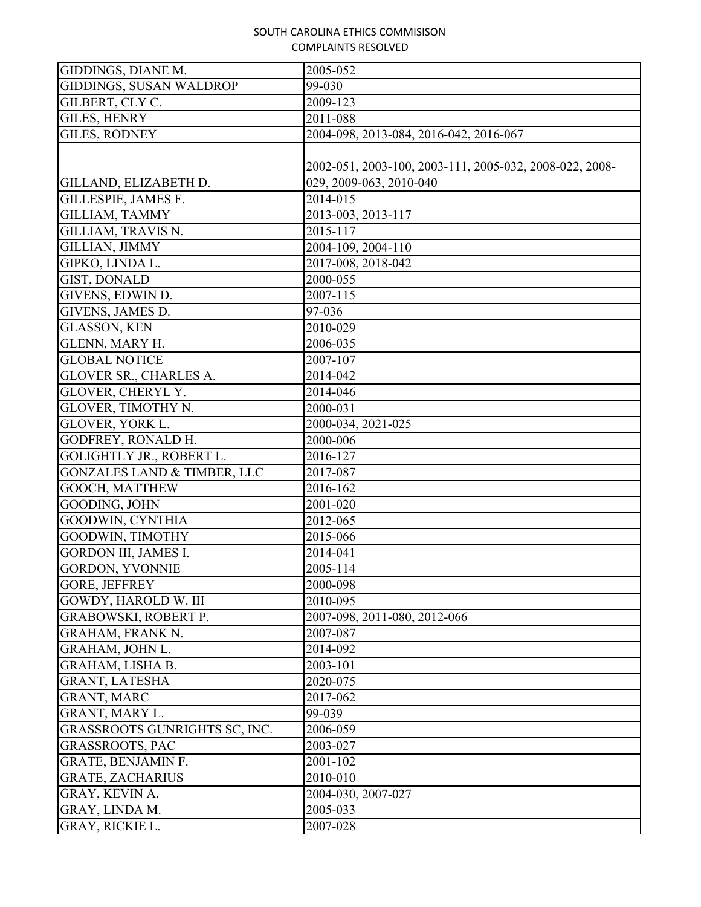| GIDDINGS, DIANE M. | 2005-052 |
|---|---|
| GIDDINGS, SUSAN WALDROP | 99-030 |
| GILBERT, CLY C. | 2009-123 |
| GILES, HENRY | 2011-088 |
| GILES, RODNEY | 2004-098, 2013-084, 2016-042, 2016-067 |
| GILLAND, ELIZABETH D. | 2002-051, 2003-100, 2003-111, 2005-032, 2008-022, 2008-029, 2009-063, 2010-040 |
| GILLESPIE, JAMES F. | 2014-015 |
| GILLIAM, TAMMY | 2013-003, 2013-117 |
| GILLIAM, TRAVIS N. | 2015-117 |
| GILLIAN, JIMMY | 2004-109, 2004-110 |
| GIPKO, LINDA L. | 2017-008, 2018-042 |
| GIST, DONALD | 2000-055 |
| GIVENS, EDWIN D. | 2007-115 |
| GIVENS, JAMES D. | 97-036 |
| GLASSON, KEN | 2010-029 |
| GLENN, MARY H. | 2006-035 |
| GLOBAL NOTICE | 2007-107 |
| GLOVER SR., CHARLES A. | 2014-042 |
| GLOVER, CHERYL Y. | 2014-046 |
| GLOVER, TIMOTHY N. | 2000-031 |
| GLOVER, YORK L. | 2000-034, 2021-025 |
| GODFREY, RONALD H. | 2000-006 |
| GOLIGHTLY JR., ROBERT L. | 2016-127 |
| GONZALES LAND & TIMBER, LLC | 2017-087 |
| GOOCH, MATTHEW | 2016-162 |
| GOODING, JOHN | 2001-020 |
| GOODWIN, CYNTHIA | 2012-065 |
| GOODWIN, TIMOTHY | 2015-066 |
| GORDON III, JAMES I. | 2014-041 |
| GORDON, YVONNIE | 2005-114 |
| GORE, JEFFREY | 2000-098 |
| GOWDY, HAROLD W. III | 2010-095 |
| GRABOWSKI, ROBERT P. | 2007-098, 2011-080, 2012-066 |
| GRAHAM, FRANK N. | 2007-087 |
| GRAHAM, JOHN L. | 2014-092 |
| GRAHAM, LISHA B. | 2003-101 |
| GRANT, LATESHA | 2020-075 |
| GRANT, MARC | 2017-062 |
| GRANT, MARY L. | 99-039 |
| GRASSROOTS GUNRIGHTS SC, INC. | 2006-059 |
| GRASSROOTS, PAC | 2003-027 |
| GRATE, BENJAMIN F. | 2001-102 |
| GRATE, ZACHARIUS | 2010-010 |
| GRAY, KEVIN A. | 2004-030, 2007-027 |
| GRAY, LINDA M. | 2005-033 |
| GRAY, RICKIE L. | 2007-028 |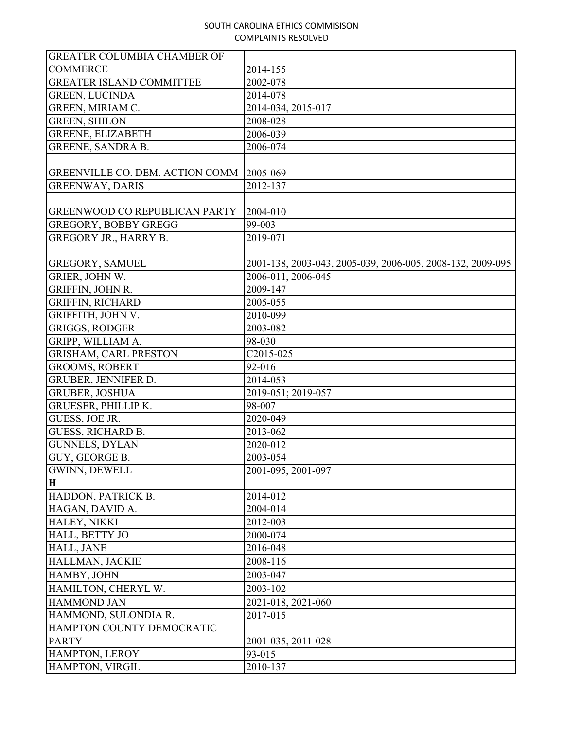| | |
|---|---|
| GREATER COLUMBIA CHAMBER OF COMMERCE | 2014-155 |
| GREATER ISLAND COMMITTEE | 2002-078 |
| GREEN, LUCINDA | 2014-078 |
| GREEN, MIRIAM C. | 2014-034, 2015-017 |
| GREEN, SHILON | 2008-028 |
| GREENE, ELIZABETH | 2006-039 |
| GREENE, SANDRA B. | 2006-074 |
| GREENVILLE CO. DEM. ACTION COMM | 2005-069 |
| GREENWAY, DARIS | 2012-137 |
| GREENWOOD CO REPUBLICAN PARTY | 2004-010 |
| GREGORY, BOBBY GREGG | 99-003 |
| GREGORY JR., HARRY B. | 2019-071 |
| GREGORY, SAMUEL | 2001-138, 2003-043, 2005-039, 2006-005, 2008-132, 2009-095 |
| GRIER, JOHN W. | 2006-011, 2006-045 |
| GRIFFIN, JOHN R. | 2009-147 |
| GRIFFIN, RICHARD | 2005-055 |
| GRIFFITH, JOHN V. | 2010-099 |
| GRIGGS, RODGER | 2003-082 |
| GRIPP, WILLIAM A. | 98-030 |
| GRISHAM, CARL PRESTON | C2015-025 |
| GROOMS, ROBERT | 92-016 |
| GRUBER, JENNIFER D. | 2014-053 |
| GRUBER, JOSHUA | 2019-051; 2019-057 |
| GRUESER, PHILLIP K. | 98-007 |
| GUESS, JOE JR. | 2020-049 |
| GUESS, RICHARD B. | 2013-062 |
| GUNNELS, DYLAN | 2020-012 |
| GUY, GEORGE B. | 2003-054 |
| GWINN, DEWELL | 2001-095, 2001-097 |
| **H** | |
| HADDON, PATRICK B. | 2014-012 |
| HAGAN, DAVID A. | 2004-014 |
| HALEY, NIKKI | 2012-003 |
| HALL, BETTY JO | 2000-074 |
| HALL, JANE | 2016-048 |
| HALLMAN, JACKIE | 2008-116 |
| HAMBY, JOHN | 2003-047 |
| HAMILTON, CHERYL W. | 2003-102 |
| HAMMOND JAN | 2021-018, 2021-060 |
| HAMMOND, SULONDIA R. | 2017-015 |
| HAMPTON COUNTY DEMOCRATIC PARTY | 2001-035, 2011-028 |
| HAMPTON, LEROY | 93-015 |
| HAMPTON, VIRGIL | 2010-137 |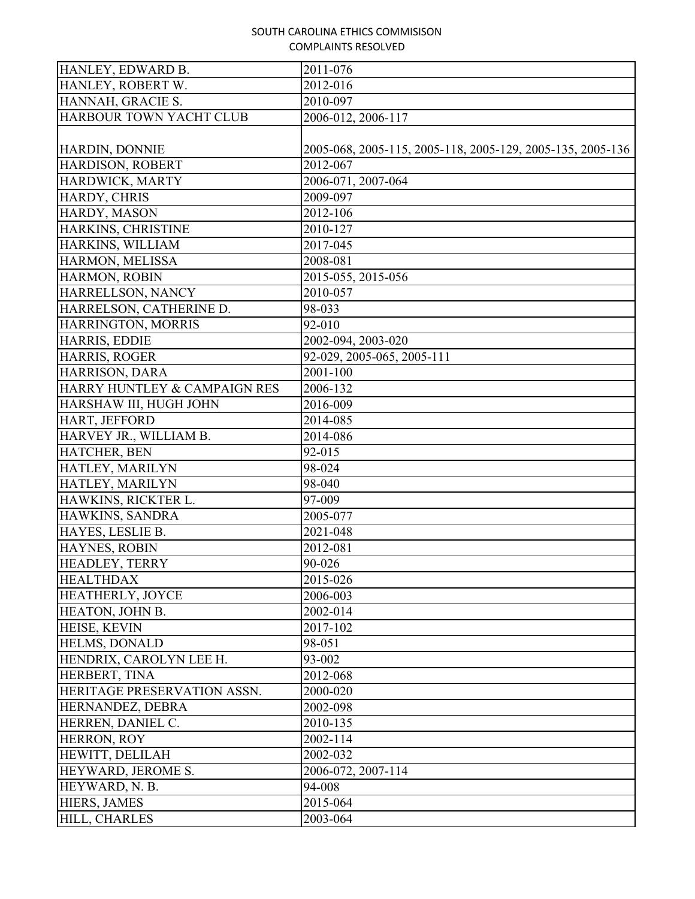SOUTH CAROLINA ETHICS COMMISISON
COMPLAINTS RESOLVED

| | |
|---|---|
| HANLEY, EDWARD B. | 2011-076 |
| HANLEY, ROBERT W. | 2012-016 |
| HANNAH, GRACIE S. | 2010-097 |
| HARBOUR TOWN YACHT CLUB | 2006-012, 2006-117 |
| HARDIN, DONNIE | 2005-068, 2005-115, 2005-118, 2005-129, 2005-135, 2005-136 |
| HARDISON, ROBERT | 2012-067 |
| HARDWICK, MARTY | 2006-071, 2007-064 |
| HARDY, CHRIS | 2009-097 |
| HARDY, MASON | 2012-106 |
| HARKINS, CHRISTINE | 2010-127 |
| HARKINS, WILLIAM | 2017-045 |
| HARMON, MELISSA | 2008-081 |
| HARMON, ROBIN | 2015-055, 2015-056 |
| HARRELLSON, NANCY | 2010-057 |
| HARRELSON, CATHERINE D. | 98-033 |
| HARRINGTON, MORRIS | 92-010 |
| HARRIS, EDDIE | 2002-094, 2003-020 |
| HARRIS, ROGER | 92-029, 2005-065, 2005-111 |
| HARRISON, DARA | 2001-100 |
| HARRY HUNTLEY & CAMPAIGN RES | 2006-132 |
| HARSHAW III, HUGH JOHN | 2016-009 |
| HART, JEFFORD | 2014-085 |
| HARVEY JR., WILLIAM B. | 2014-086 |
| HATCHER, BEN | 92-015 |
| HATLEY, MARILYN | 98-024 |
| HATLEY, MARILYN | 98-040 |
| HAWKINS, RICKTER L. | 97-009 |
| HAWKINS, SANDRA | 2005-077 |
| HAYES, LESLIE B. | 2021-048 |
| HAYNES, ROBIN | 2012-081 |
| HEADLEY, TERRY | 90-026 |
| HEALTHDAX | 2015-026 |
| HEATHERLY, JOYCE | 2006-003 |
| HEATON, JOHN B. | 2002-014 |
| HEISE, KEVIN | 2017-102 |
| HELMS, DONALD | 98-051 |
| HENDRIX, CAROLYN LEE H. | 93-002 |
| HERBERT, TINA | 2012-068 |
| HERITAGE PRESERVATION ASSN. | 2000-020 |
| HERNANDEZ, DEBRA | 2002-098 |
| HERREN, DANIEL C. | 2010-135 |
| HERRON, ROY | 2002-114 |
| HEWITT, DELILAH | 2002-032 |
| HEYWARD, JEROME S. | 2006-072, 2007-114 |
| HEYWARD, N. B. | 94-008 |
| HIERS, JAMES | 2015-064 |
| HILL, CHARLES | 2003-064 |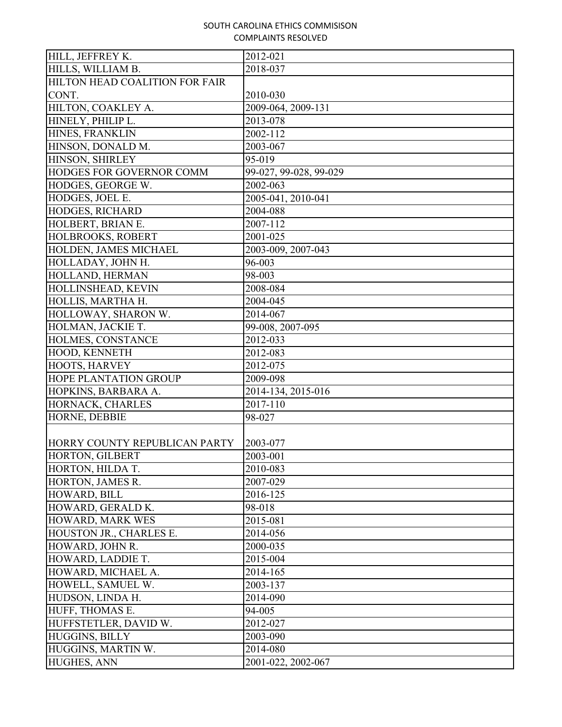| HILL, JEFFREY K. | 2012-021 |
|---|---|
| HILLS, WILLIAM B. | 2018-037 |
| HILTON HEAD COALITION FOR FAIR CONT. | 2010-030 |
| HILTON, COAKLEY A. | 2009-064, 2009-131 |
| HINELY, PHILIP L. | 2013-078 |
| HINES, FRANKLIN | 2002-112 |
| HINSON, DONALD M. | 2003-067 |
| HINSON, SHIRLEY | 95-019 |
| HODGES FOR GOVERNOR COMM | 99-027, 99-028, 99-029 |
| HODGES, GEORGE W. | 2002-063 |
| HODGES, JOEL E. | 2005-041, 2010-041 |
| HODGES, RICHARD | 2004-088 |
| HOLBERT, BRIAN E. | 2007-112 |
| HOLBROOKS, ROBERT | 2001-025 |
| HOLDEN, JAMES MICHAEL | 2003-009, 2007-043 |
| HOLLADAY, JOHN H. | 96-003 |
| HOLLAND, HERMAN | 98-003 |
| HOLLINSHEAD, KEVIN | 2008-084 |
| HOLLIS, MARTHA H. | 2004-045 |
| HOLLOWAY, SHARON W. | 2014-067 |
| HOLMAN, JACKIE T. | 99-008, 2007-095 |
| HOLMES, CONSTANCE | 2012-033 |
| HOOD, KENNETH | 2012-083 |
| HOOTS, HARVEY | 2012-075 |
| HOPE PLANTATION GROUP | 2009-098 |
| HOPKINS, BARBARA A. | 2014-134, 2015-016 |
| HORNACK, CHARLES | 2017-110 |
| HORNE, DEBBIE | 98-027 |
| HORRY COUNTY REPUBLICAN PARTY | 2003-077 |
| HORTON, GILBERT | 2003-001 |
| HORTON, HILDA T. | 2010-083 |
| HORTON, JAMES R. | 2007-029 |
| HOWARD, BILL | 2016-125 |
| HOWARD, GERALD K. | 98-018 |
| HOWARD, MARK WES | 2015-081 |
| HOUSTON JR., CHARLES E. | 2014-056 |
| HOWARD, JOHN R. | 2000-035 |
| HOWARD, LADDIE T. | 2015-004 |
| HOWARD, MICHAEL A. | 2014-165 |
| HOWELL, SAMUEL W. | 2003-137 |
| HUDSON, LINDA H. | 2014-090 |
| HUFF, THOMAS E. | 94-005 |
| HUFFSTETLER, DAVID W. | 2012-027 |
| HUGGINS, BILLY | 2003-090 |
| HUGGINS, MARTIN W. | 2014-080 |
| HUGHES, ANN | 2001-022, 2002-067 |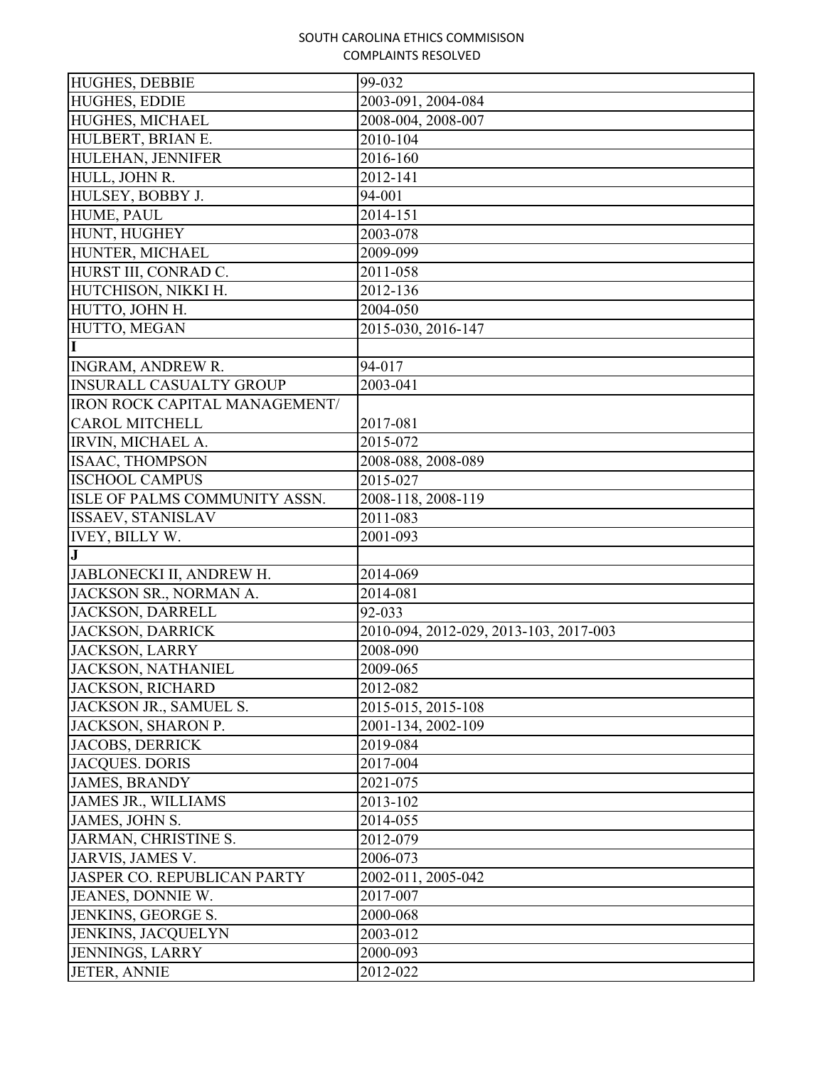| HUGHES, DEBBIE | 99-032 |
|---|---|
| HUGHES, EDDIE | 2003-091, 2004-084 |
| HUGHES, MICHAEL | 2008-004, 2008-007 |
| HULBERT, BRIAN E. | 2010-104 |
| HULEHAN, JENNIFER | 2016-160 |
| HULL, JOHN R. | 2012-141 |
| HULSEY, BOBBY J. | 94-001 |
| HUME, PAUL | 2014-151 |
| HUNT, HUGHEY | 2003-078 |
| HUNTER, MICHAEL | 2009-099 |
| HURST III, CONRAD C. | 2011-058 |
| HUTCHISON, NIKKI H. | 2012-136 |
| HUTTO, JOHN H. | 2004-050 |
| HUTTO, MEGAN | 2015-030, 2016-147 |
| **I** | |
| INGRAM, ANDREW R. | 94-017 |
| INSURALL CASUALTY GROUP | 2003-041 |
| IRON ROCK CAPITAL MANAGEMENT/ CAROL MITCHELL | 2017-081 |
| IRVIN, MICHAEL A. | 2015-072 |
| ISAAC, THOMPSON | 2008-088, 2008-089 |
| ISCHOOL CAMPUS | 2015-027 |
| ISLE OF PALMS COMMUNITY ASSN. | 2008-118, 2008-119 |
| ISSAEV, STANISLAV | 2011-083 |
| IVEY, BILLY W. | 2001-093 |
| **J** | |
| JABLONECKI II, ANDREW H. | 2014-069 |
| JACKSON SR., NORMAN A. | 2014-081 |
| JACKSON, DARRELL | 92-033 |
| JACKSON, DARRICK | 2010-094, 2012-029, 2013-103, 2017-003 |
| JACKSON, LARRY | 2008-090 |
| JACKSON, NATHANIEL | 2009-065 |
| JACKSON, RICHARD | 2012-082 |
| JACKSON JR., SAMUEL S. | 2015-015, 2015-108 |
| JACKSON, SHARON P. | 2001-134, 2002-109 |
| JACOBS, DERRICK | 2019-084 |
| JACQUES. DORIS | 2017-004 |
| JAMES, BRANDY | 2021-075 |
| JAMES JR., WILLIAMS | 2013-102 |
| JAMES, JOHN S. | 2014-055 |
| JARMAN, CHRISTINE S. | 2012-079 |
| JARVIS, JAMES V. | 2006-073 |
| JASPER CO. REPUBLICAN PARTY | 2002-011, 2005-042 |
| JEANES, DONNIE W. | 2017-007 |
| JENKINS, GEORGE S. | 2000-068 |
| JENKINS, JACQUELYN | 2003-012 |
| JENNINGS, LARRY | 2000-093 |
| JETER, ANNIE | 2012-022 |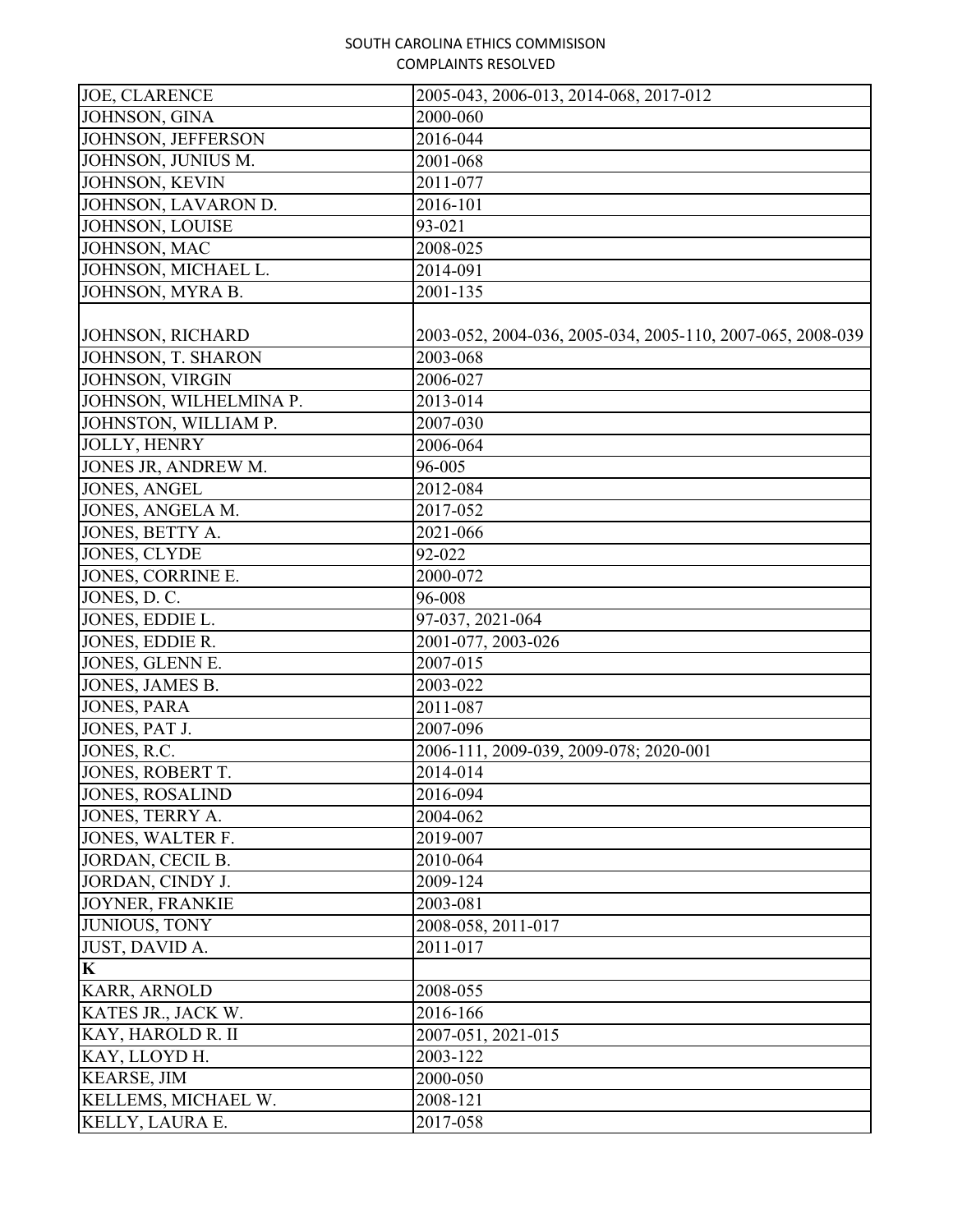| JOE, CLARENCE | 2005-043, 2006-013, 2014-068, 2017-012 |
|---|---|
| JOHNSON, GINA | 2000-060 |
| JOHNSON, JEFFERSON | 2016-044 |
| JOHNSON, JUNIUS M. | 2001-068 |
| JOHNSON, KEVIN | 2011-077 |
| JOHNSON, LAVARON D. | 2016-101 |
| JOHNSON, LOUISE | 93-021 |
| JOHNSON, MAC | 2008-025 |
| JOHNSON, MICHAEL L. | 2014-091 |
| JOHNSON, MYRA B. | 2001-135 |
| JOHNSON, RICHARD | 2003-052, 2004-036, 2005-034, 2005-110, 2007-065, 2008-039 |
| JOHNSON, T. SHARON | 2003-068 |
| JOHNSON, VIRGIN | 2006-027 |
| JOHNSON, WILHELMINA P. | 2013-014 |
| JOHNSTON, WILLIAM P. | 2007-030 |
| JOLLY, HENRY | 2006-064 |
| JONES JR, ANDREW M. | 96-005 |
| JONES, ANGEL | 2012-084 |
| JONES, ANGELA M. | 2017-052 |
| JONES, BETTY A. | 2021-066 |
| JONES, CLYDE | 92-022 |
| JONES, CORRINE E. | 2000-072 |
| JONES, D. C. | 96-008 |
| JONES, EDDIE L. | 97-037, 2021-064 |
| JONES, EDDIE R. | 2001-077, 2003-026 |
| JONES, GLENN E. | 2007-015 |
| JONES, JAMES B. | 2003-022 |
| JONES, PARA | 2011-087 |
| JONES, PAT J. | 2007-096 |
| JONES, R.C. | 2006-111, 2009-039, 2009-078; 2020-001 |
| JONES, ROBERT T. | 2014-014 |
| JONES, ROSALIND | 2016-094 |
| JONES, TERRY A. | 2004-062 |
| JONES, WALTER F. | 2019-007 |
| JORDAN, CECIL B. | 2010-064 |
| JORDAN, CINDY J. | 2009-124 |
| JOYNER, FRANKIE | 2003-081 |
| JUNIOUS, TONY | 2008-058, 2011-017 |
| JUST, DAVID A. | 2011-017 |
| **K** | |
| KARR, ARNOLD | 2008-055 |
| KATES JR., JACK W. | 2016-166 |
| KAY, HAROLD R. II | 2007-051, 2021-015 |
| KAY, LLOYD H. | 2003-122 |
| KEARSE, JIM | 2000-050 |
| KELLEMS, MICHAEL W. | 2008-121 |
| KELLY, LAURA E. | 2017-058 |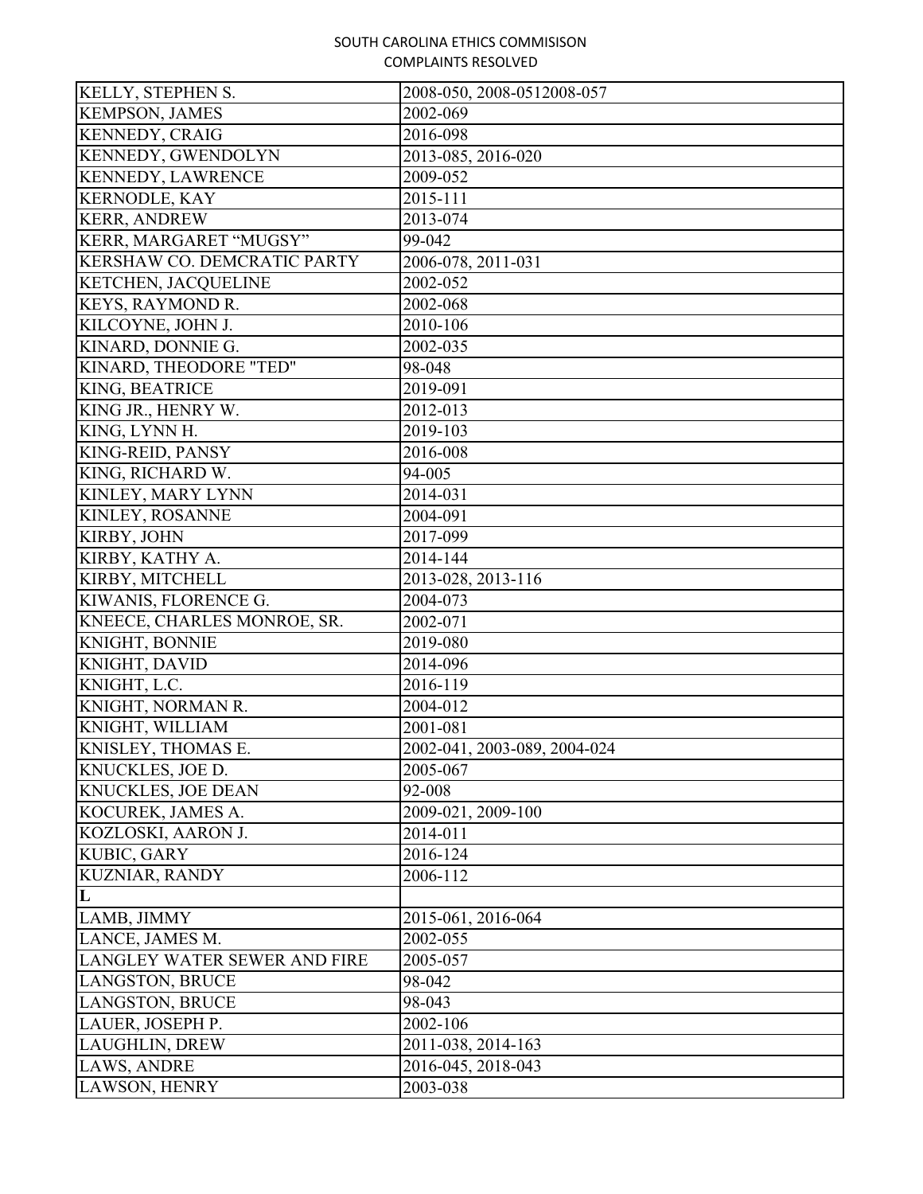| KELLY, STEPHEN S. | 2008-050, 2008-0512008-057 |
|---|---|
| KEMPSON, JAMES | 2002-069 |
| KENNEDY, CRAIG | 2016-098 |
| KENNEDY, GWENDOLYN | 2013-085, 2016-020 |
| KENNEDY, LAWRENCE | 2009-052 |
| KERNODLE, KAY | 2015-111 |
| KERR, ANDREW | 2013-074 |
| KERR, MARGARET "MUGSY" | 99-042 |
| KERSHAW CO. DEMCRATIC PARTY | 2006-078, 2011-031 |
| KETCHEN, JACQUELINE | 2002-052 |
| KEYS, RAYMOND R. | 2002-068 |
| KILCOYNE, JOHN J. | 2010-106 |
| KINARD, DONNIE G. | 2002-035 |
| KINARD, THEODORE "TED" | 98-048 |
| KING, BEATRICE | 2019-091 |
| KING JR., HENRY W. | 2012-013 |
| KING, LYNN H. | 2019-103 |
| KING-REID, PANSY | 2016-008 |
| KING, RICHARD W. | 94-005 |
| KINLEY, MARY LYNN | 2014-031 |
| KINLEY, ROSANNE | 2004-091 |
| KIRBY, JOHN | 2017-099 |
| KIRBY, KATHY A. | 2014-144 |
| KIRBY, MITCHELL | 2013-028, 2013-116 |
| KIWANIS, FLORENCE G. | 2004-073 |
| KNEECE, CHARLES MONROE, SR. | 2002-071 |
| KNIGHT, BONNIE | 2019-080 |
| KNIGHT, DAVID | 2014-096 |
| KNIGHT, L.C. | 2016-119 |
| KNIGHT, NORMAN R. | 2004-012 |
| KNIGHT, WILLIAM | 2001-081 |
| KNISLEY, THOMAS E. | 2002-041, 2003-089, 2004-024 |
| KNUCKLES, JOE D. | 2005-067 |
| KNUCKLES, JOE DEAN | 92-008 |
| KOCUREK, JAMES A. | 2009-021, 2009-100 |
| KOZLOSKI, AARON J. | 2014-011 |
| KUBIC, GARY | 2016-124 |
| KUZNIAR, RANDY | 2006-112 |
| **L** | |
| LAMB, JIMMY | 2015-061, 2016-064 |
| LANCE, JAMES M. | 2002-055 |
| LANGLEY WATER SEWER AND FIRE | 2005-057 |
| LANGSTON, BRUCE | 98-042 |
| LANGSTON, BRUCE | 98-043 |
| LAUER, JOSEPH P. | 2002-106 |
| LAUGHLIN, DREW | 2011-038, 2014-163 |
| LAWS, ANDRE | 2016-045, 2018-043 |
| LAWSON, HENRY | 2003-038 |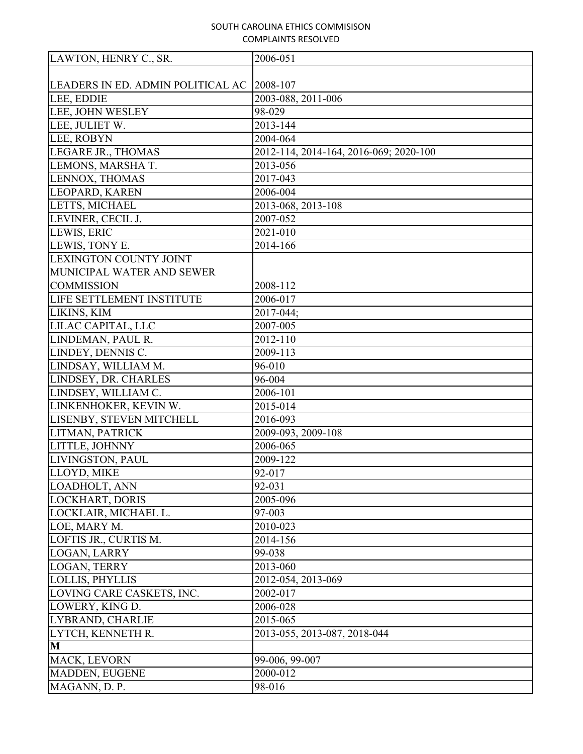| LAWTON, HENRY C., SR. | 2006-051 |
|---|---|
| LEADERS IN ED. ADMIN POLITICAL AC | 2008-107 |
| LEE, EDDIE | 2003-088, 2011-006 |
| LEE, JOHN WESLEY | 98-029 |
| LEE, JULIET W. | 2013-144 |
| LEE, ROBYN | 2004-064 |
| LEGARE JR., THOMAS | 2012-114, 2014-164, 2016-069; 2020-100 |
| LEMONS, MARSHA T. | 2013-056 |
| LENNOX, THOMAS | 2017-043 |
| LEOPARD, KAREN | 2006-004 |
| LETTS, MICHAEL | 2013-068, 2013-108 |
| LEVINER, CECIL J. | 2007-052 |
| LEWIS, ERIC | 2021-010 |
| LEWIS, TONY E. | 2014-166 |
| LEXINGTON COUNTY JOINT MUNICIPAL WATER AND SEWER COMMISSION | 2008-112 |
| LIFE SETTLEMENT INSTITUTE | 2006-017 |
| LIKINS, KIM | 2017-044; |
| LILAC CAPITAL, LLC | 2007-005 |
| LINDEMAN, PAUL R. | 2012-110 |
| LINDEY, DENNIS C. | 2009-113 |
| LINDSAY, WILLIAM M. | 96-010 |
| LINDSEY, DR. CHARLES | 96-004 |
| LINDSEY, WILLIAM C. | 2006-101 |
| LINKENHOKER, KEVIN W. | 2015-014 |
| LISENBY, STEVEN MITCHELL | 2016-093 |
| LITMAN, PATRICK | 2009-093, 2009-108 |
| LITTLE, JOHNNY | 2006-065 |
| LIVINGSTON, PAUL | 2009-122 |
| LLOYD, MIKE | 92-017 |
| LOADHOLT, ANN | 92-031 |
| LOCKHART, DORIS | 2005-096 |
| LOCKLAIR, MICHAEL L. | 97-003 |
| LOE, MARY M. | 2010-023 |
| LOFTIS JR., CURTIS M. | 2014-156 |
| LOGAN, LARRY | 99-038 |
| LOGAN, TERRY | 2013-060 |
| LOLLIS, PHYLLIS | 2012-054, 2013-069 |
| LOVING CARE CASKETS, INC. | 2002-017 |
| LOWERY, KING D. | 2006-028 |
| LYBRAND, CHARLIE | 2015-065 |
| LYTCH, KENNETH R. | 2013-055, 2013-087, 2018-044 |
| **M** | |
| MACK, LEVORN | 99-006, 99-007 |
| MADDEN, EUGENE | 2000-012 |
| MAGANN, D. P. | 98-016 |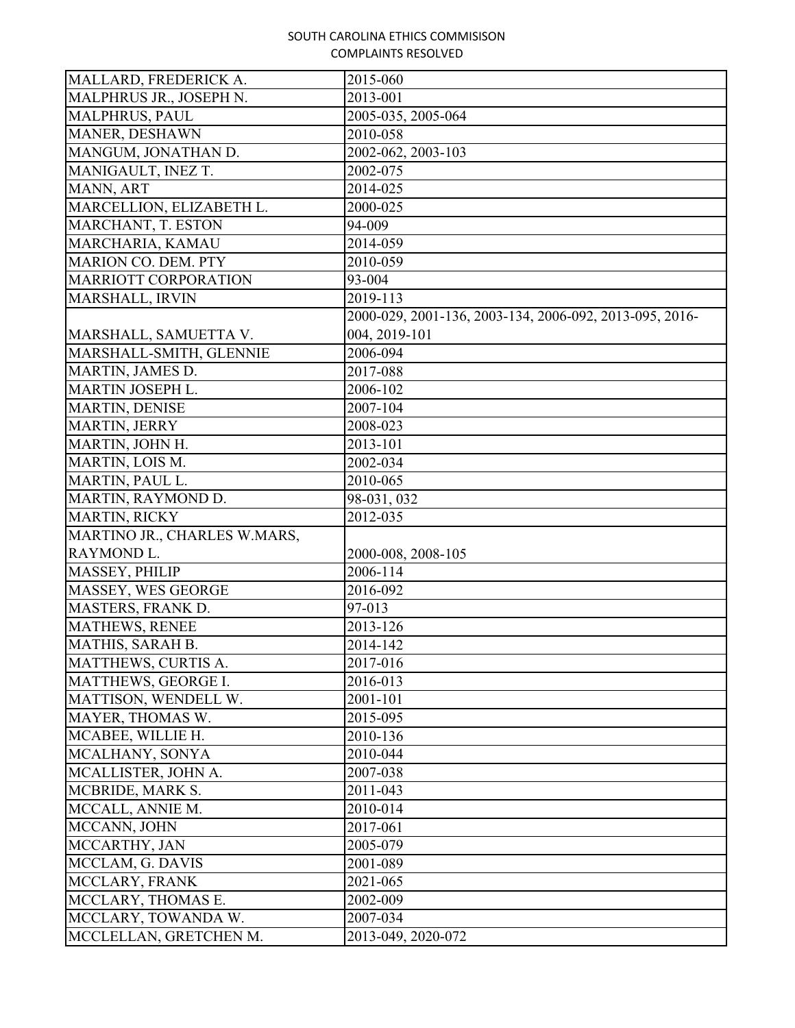SOUTH CAROLINA ETHICS COMMISISON
COMPLAINTS RESOLVED

| | |
|---|---|
| MALLARD, FREDERICK A. | 2015-060 |
| MALPHRUS JR., JOSEPH N. | 2013-001 |
| MALPHRUS, PAUL | 2005-035, 2005-064 |
| MANER, DESHAWN | 2010-058 |
| MANGUM, JONATHAN D. | 2002-062, 2003-103 |
| MANIGAULT, INEZ T. | 2002-075 |
| MANN, ART | 2014-025 |
| MARCELLION, ELIZABETH L. | 2000-025 |
| MARCHANT, T. ESTON | 94-009 |
| MARCHARIA, KAMAU | 2014-059 |
| MARION CO. DEM. PTY | 2010-059 |
| MARRIOTT CORPORATION | 93-004 |
| MARSHALL, IRVIN | 2019-113 |
| MARSHALL, SAMUETTA V. | 2000-029, 2001-136, 2003-134, 2006-092, 2013-095, 2016-004, 2019-101 |
| MARSHALL-SMITH, GLENNIE | 2006-094 |
| MARTIN, JAMES D. | 2017-088 |
| MARTIN JOSEPH L. | 2006-102 |
| MARTIN, DENISE | 2007-104 |
| MARTIN, JERRY | 2008-023 |
| MARTIN, JOHN H. | 2013-101 |
| MARTIN, LOIS M. | 2002-034 |
| MARTIN, PAUL L. | 2010-065 |
| MARTIN, RAYMOND D. | 98-031, 032 |
| MARTIN, RICKY | 2012-035 |
| MARTINO JR., CHARLES W.MARS, RAYMOND L. | 2000-008, 2008-105 |
| MASSEY, PHILIP | 2006-114 |
| MASSEY, WES GEORGE | 2016-092 |
| MASTERS, FRANK D. | 97-013 |
| MATHEWS, RENEE | 2013-126 |
| MATHIS, SARAH B. | 2014-142 |
| MATTHEWS, CURTIS A. | 2017-016 |
| MATTHEWS, GEORGE I. | 2016-013 |
| MATTISON, WENDELL W. | 2001-101 |
| MAYER, THOMAS W. | 2015-095 |
| MCABEE, WILLIE H. | 2010-136 |
| MCALHANY, SONYA | 2010-044 |
| MCALLISTER, JOHN A. | 2007-038 |
| MCBRIDE, MARK S. | 2011-043 |
| MCCALL, ANNIE M. | 2010-014 |
| MCCANN, JOHN | 2017-061 |
| MCCARTHY, JAN | 2005-079 |
| MCCLAM, G. DAVIS | 2001-089 |
| MCCLARY, FRANK | 2021-065 |
| MCCLARY, THOMAS E. | 2002-009 |
| MCCLARY, TOWANDA W. | 2007-034 |
| MCCLELLAN, GRETCHEN M. | 2013-049, 2020-072 |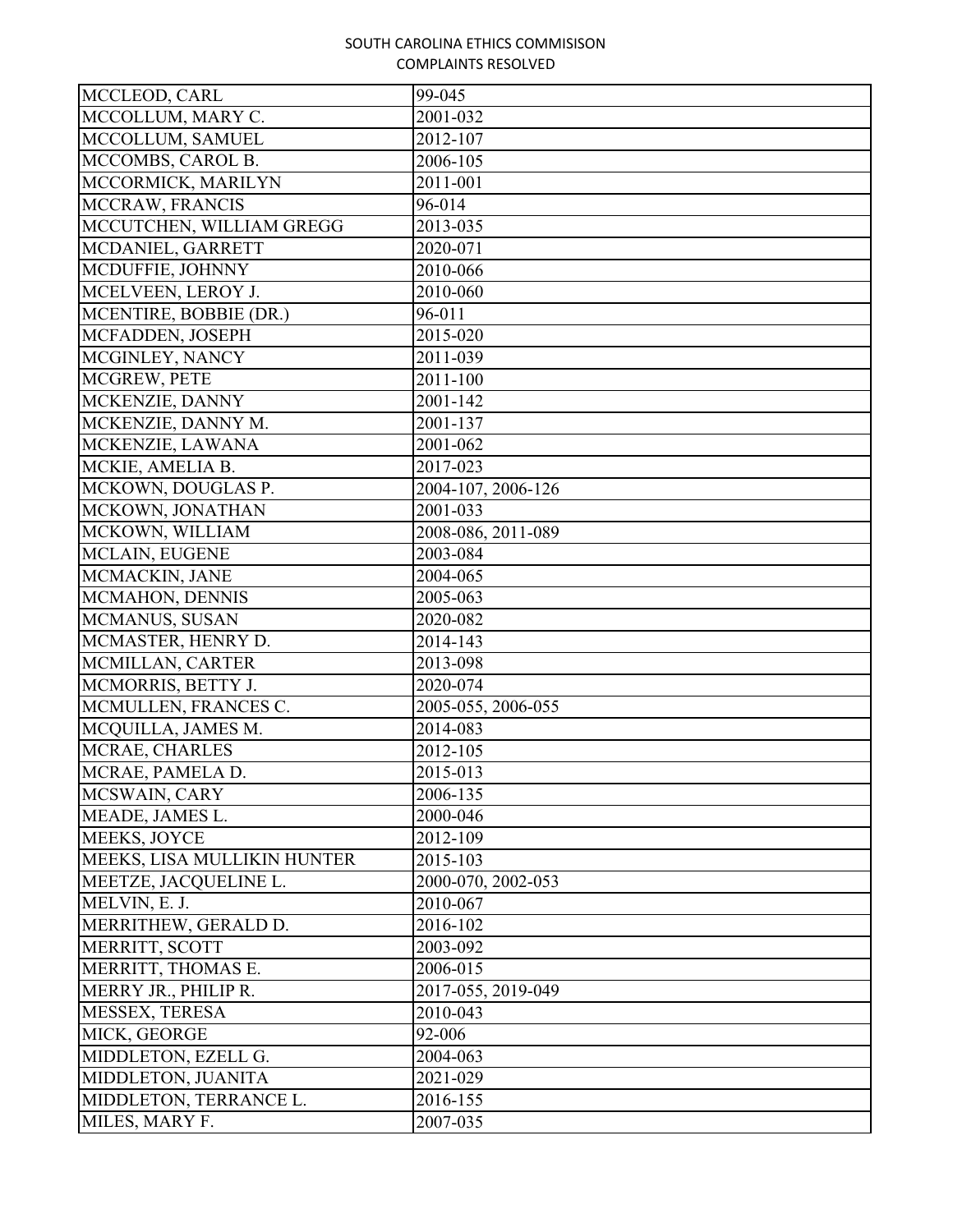| MCCLEOD, CARL | 99-045 |
|---|---|
| MCCOLLUM, MARY C. | 2001-032 |
| MCCOLLUM, SAMUEL | 2012-107 |
| MCCOMBS, CAROL B. | 2006-105 |
| MCCORMICK, MARILYN | 2011-001 |
| MCCRAW, FRANCIS | 96-014 |
| MCCUTCHEN, WILLIAM GREGG | 2013-035 |
| MCDANIEL, GARRETT | 2020-071 |
| MCDUFFIE, JOHNNY | 2010-066 |
| MCELVEEN, LEROY J. | 2010-060 |
| MCENTIRE, BOBBIE (DR.) | 96-011 |
| MCFADDEN, JOSEPH | 2015-020 |
| MCGINLEY, NANCY | 2011-039 |
| MCGREW, PETE | 2011-100 |
| MCKENZIE, DANNY | 2001-142 |
| MCKENZIE, DANNY M. | 2001-137 |
| MCKENZIE, LAWANA | 2001-062 |
| MCKIE, AMELIA B. | 2017-023 |
| MCKOWN, DOUGLAS P. | 2004-107, 2006-126 |
| MCKOWN, JONATHAN | 2001-033 |
| MCKOWN, WILLIAM | 2008-086, 2011-089 |
| MCLAIN, EUGENE | 2003-084 |
| MCMACKIN, JANE | 2004-065 |
| MCMAHON, DENNIS | 2005-063 |
| MCMANUS, SUSAN | 2020-082 |
| MCMASTER, HENRY D. | 2014-143 |
| MCMILLAN, CARTER | 2013-098 |
| MCMORRIS, BETTY J. | 2020-074 |
| MCMULLEN, FRANCES C. | 2005-055, 2006-055 |
| MCQUILLA, JAMES M. | 2014-083 |
| MCRAE, CHARLES | 2012-105 |
| MCRAE, PAMELA D. | 2015-013 |
| MCSWAIN, CARY | 2006-135 |
| MEADE, JAMES L. | 2000-046 |
| MEEKS, JOYCE | 2012-109 |
| MEEKS, LISA MULLIKIN HUNTER | 2015-103 |
| MEETZE, JACQUELINE L. | 2000-070, 2002-053 |
| MELVIN, E. J. | 2010-067 |
| MERRITHEW, GERALD D. | 2016-102 |
| MERRITT, SCOTT | 2003-092 |
| MERRITT, THOMAS E. | 2006-015 |
| MERRY JR., PHILIP R. | 2017-055, 2019-049 |
| MESSEX, TERESA | 2010-043 |
| MICK, GEORGE | 92-006 |
| MIDDLETON, EZELL G. | 2004-063 |
| MIDDLETON, JUANITA | 2021-029 |
| MIDDLETON, TERRANCE L. | 2016-155 |
| MILES, MARY F. | 2007-035 |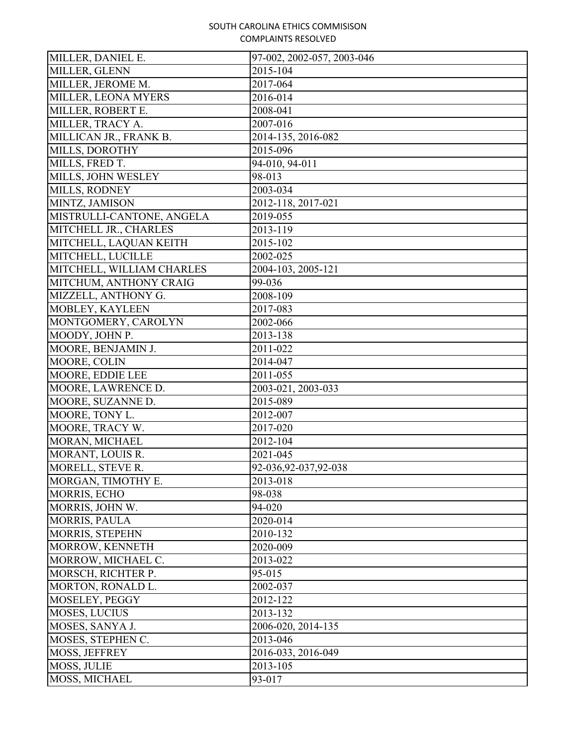| MILLER, DANIEL E. | 97-002, 2002-057, 2003-046 |
|---|---|
| MILLER, GLENN | 2015-104 |
| MILLER, JEROME M. | 2017-064 |
| MILLER, LEONA MYERS | 2016-014 |
| MILLER, ROBERT E. | 2008-041 |
| MILLER, TRACY A. | 2007-016 |
| MILLICAN JR., FRANK B. | 2014-135, 2016-082 |
| MILLS, DOROTHY | 2015-096 |
| MILLS, FRED T. | 94-010, 94-011 |
| MILLS, JOHN WESLEY | 98-013 |
| MILLS, RODNEY | 2003-034 |
| MINTZ, JAMISON | 2012-118, 2017-021 |
| MISTRULLI-CANTONE, ANGELA | 2019-055 |
| MITCHELL JR., CHARLES | 2013-119 |
| MITCHELL, LAQUAN KEITH | 2015-102 |
| MITCHELL, LUCILLE | 2002-025 |
| MITCHELL, WILLIAM CHARLES | 2004-103, 2005-121 |
| MITCHUM, ANTHONY CRAIG | 99-036 |
| MIZZELL, ANTHONY G. | 2008-109 |
| MOBLEY, KAYLEEN | 2017-083 |
| MONTGOMERY, CAROLYN | 2002-066 |
| MOODY, JOHN P. | 2013-138 |
| MOORE, BENJAMIN J. | 2011-022 |
| MOORE, COLIN | 2014-047 |
| MOORE, EDDIE LEE | 2011-055 |
| MOORE, LAWRENCE D. | 2003-021, 2003-033 |
| MOORE, SUZANNE D. | 2015-089 |
| MOORE, TONY L. | 2012-007 |
| MOORE, TRACY W. | 2017-020 |
| MORAN, MICHAEL | 2012-104 |
| MORANT, LOUIS R. | 2021-045 |
| MORELL, STEVE R. | 92-036,92-037,92-038 |
| MORGAN, TIMOTHY E. | 2013-018 |
| MORRIS, ECHO | 98-038 |
| MORRIS, JOHN W. | 94-020 |
| MORRIS, PAULA | 2020-014 |
| MORRIS, STEPEHN | 2010-132 |
| MORROW, KENNETH | 2020-009 |
| MORROW, MICHAEL C. | 2013-022 |
| MORSCH, RICHTER P. | 95-015 |
| MORTON, RONALD L. | 2002-037 |
| MOSELEY, PEGGY | 2012-122 |
| MOSES, LUCIUS | 2013-132 |
| MOSES, SANYA J. | 2006-020, 2014-135 |
| MOSES, STEPHEN C. | 2013-046 |
| MOSS, JEFFREY | 2016-033, 2016-049 |
| MOSS, JULIE | 2013-105 |
| MOSS, MICHAEL | 93-017 |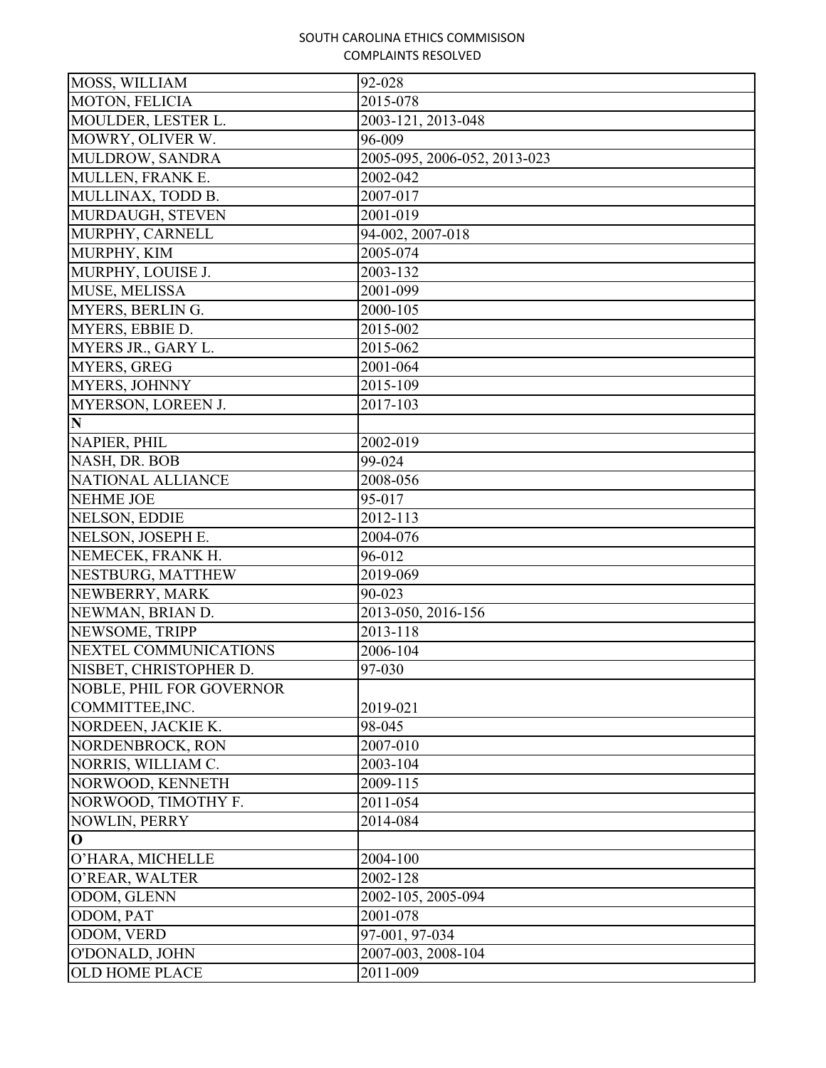| MOSS, WILLIAM | 92-028 |
|---|---|
| MOTON, FELICIA | 2015-078 |
| MOULDER, LESTER L. | 2003-121, 2013-048 |
| MOWRY, OLIVER W. | 96-009 |
| MULDROW, SANDRA | 2005-095, 2006-052, 2013-023 |
| MULLEN, FRANK E. | 2002-042 |
| MULLINAX, TODD B. | 2007-017 |
| MURDAUGH, STEVEN | 2001-019 |
| MURPHY, CARNELL | 94-002, 2007-018 |
| MURPHY, KIM | 2005-074 |
| MURPHY, LOUISE J. | 2003-132 |
| MUSE, MELISSA | 2001-099 |
| MYERS, BERLIN G. | 2000-105 |
| MYERS, EBBIE D. | 2015-002 |
| MYERS JR., GARY L. | 2015-062 |
| MYERS, GREG | 2001-064 |
| MYERS, JOHNNY | 2015-109 |
| MYERSON, LOREEN J. | 2017-103 |
| **N** | |
| NAPIER, PHIL | 2002-019 |
| NASH, DR. BOB | 99-024 |
| NATIONAL ALLIANCE | 2008-056 |
| NEHME JOE | 95-017 |
| NELSON, EDDIE | 2012-113 |
| NELSON, JOSEPH E. | 2004-076 |
| NEMECEK, FRANK H. | 96-012 |
| NESTBURG, MATTHEW | 2019-069 |
| NEWBERRY, MARK | 90-023 |
| NEWMAN, BRIAN D. | 2013-050, 2016-156 |
| NEWSOME, TRIPP | 2013-118 |
| NEXTEL COMMUNICATIONS | 2006-104 |
| NISBET, CHRISTOPHER D. | 97-030 |
| NOBLE, PHIL FOR GOVERNOR COMMITTEE,INC. | 2019-021 |
| NORDEEN, JACKIE K. | 98-045 |
| NORDENBROCK, RON | 2007-010 |
| NORRIS, WILLIAM C. | 2003-104 |
| NORWOOD, KENNETH | 2009-115 |
| NORWOOD, TIMOTHY F. | 2011-054 |
| NOWLIN, PERRY | 2014-084 |
| **O** | |
| O'HARA, MICHELLE | 2004-100 |
| O'REAR, WALTER | 2002-128 |
| ODOM, GLENN | 2002-105, 2005-094 |
| ODOM, PAT | 2001-078 |
| ODOM, VERD | 97-001, 97-034 |
| O'DONALD, JOHN | 2007-003, 2008-104 |
| OLD HOME PLACE | 2011-009 |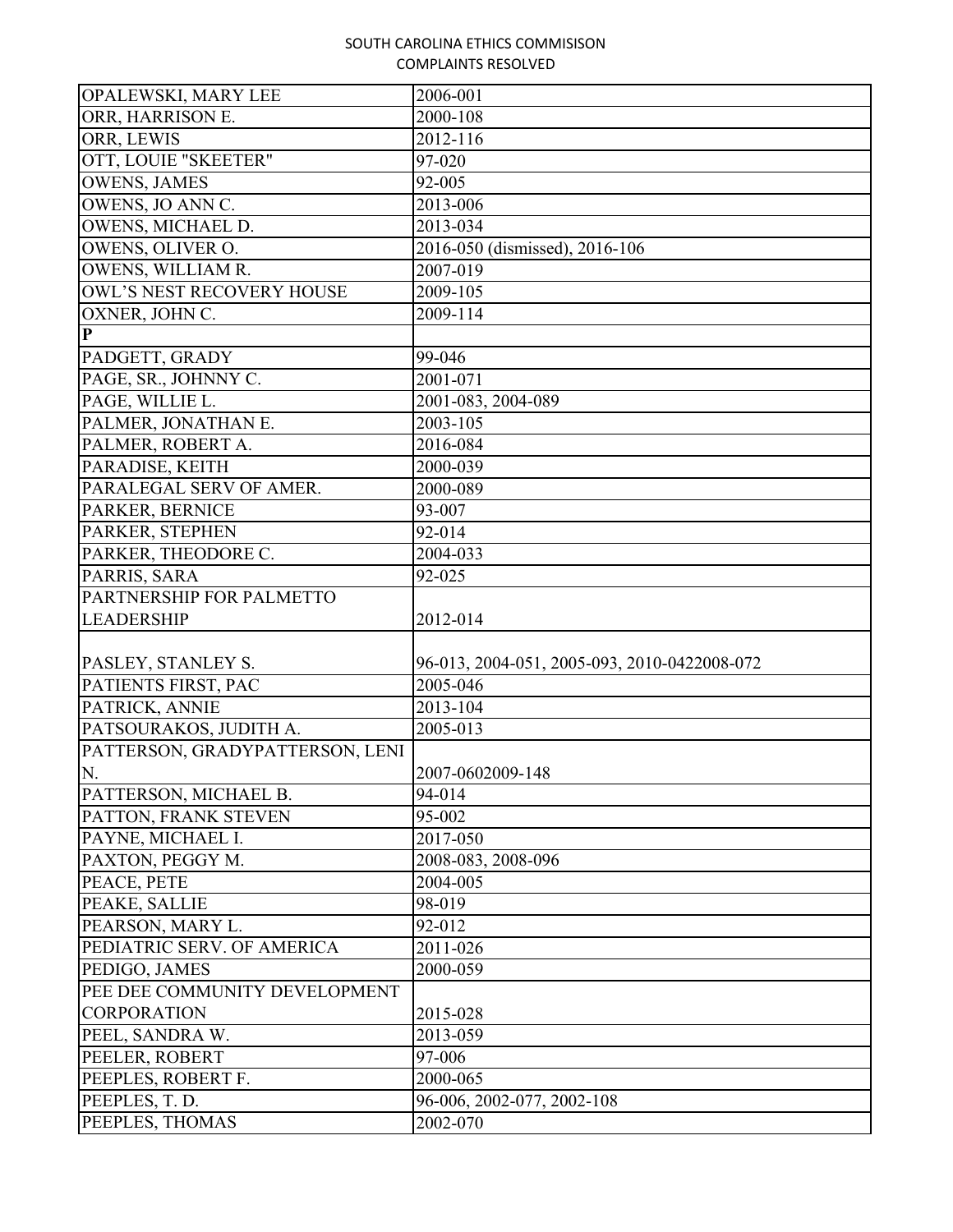SOUTH CAROLINA ETHICS COMMISISON
COMPLAINTS RESOLVED

| | |
|---|---|
| OPALEWSKI, MARY LEE | 2006-001 |
| ORR, HARRISON E. | 2000-108 |
| ORR, LEWIS | 2012-116 |
| OTT, LOUIE "SKEETER" | 97-020 |
| OWENS, JAMES | 92-005 |
| OWENS, JO ANN C. | 2013-006 |
| OWENS, MICHAEL D. | 2013-034 |
| OWENS, OLIVER O. | 2016-050 (dismissed), 2016-106 |
| OWENS, WILLIAM R. | 2007-019 |
| OWL'S NEST RECOVERY HOUSE | 2009-105 |
| OXNER, JOHN C. | 2009-114 |
| **P** | |
| PADGETT, GRADY | 99-046 |
| PAGE, SR., JOHNNY C. | 2001-071 |
| PAGE, WILLIE L. | 2001-083, 2004-089 |
| PALMER, JONATHAN E. | 2003-105 |
| PALMER, ROBERT A. | 2016-084 |
| PARADISE, KEITH | 2000-039 |
| PARALEGAL SERV OF AMER. | 2000-089 |
| PARKER, BERNICE | 93-007 |
| PARKER, STEPHEN | 92-014 |
| PARKER, THEODORE C. | 2004-033 |
| PARRIS, SARA | 92-025 |
| PARTNERSHIP FOR PALMETTO LEADERSHIP | 2012-014 |
| PASLEY, STANLEY S. | 96-013, 2004-051, 2005-093, 2010-0422008-072 |
| PATIENTS FIRST, PAC | 2005-046 |
| PATRICK, ANNIE | 2013-104 |
| PATSOURAKOS, JUDITH A. | 2005-013 |
| PATTERSON, GRADYPATTERSON, LENI N. | 2007-0602009-148 |
| PATTERSON, MICHAEL B. | 94-014 |
| PATTON, FRANK STEVEN | 95-002 |
| PAYNE, MICHAEL I. | 2017-050 |
| PAXTON, PEGGY M. | 2008-083, 2008-096 |
| PEACE, PETE | 2004-005 |
| PEAKE, SALLIE | 98-019 |
| PEARSON, MARY L. | 92-012 |
| PEDIATRIC SERV. OF AMERICA | 2011-026 |
| PEDIGO, JAMES | 2000-059 |
| PEE DEE COMMUNITY DEVELOPMENT CORPORATION | 2015-028 |
| PEEL, SANDRA W. | 2013-059 |
| PEELER, ROBERT | 97-006 |
| PEEPLES, ROBERT F. | 2000-065 |
| PEEPLES, T. D. | 96-006, 2002-077, 2002-108 |
| PEEPLES, THOMAS | 2002-070 |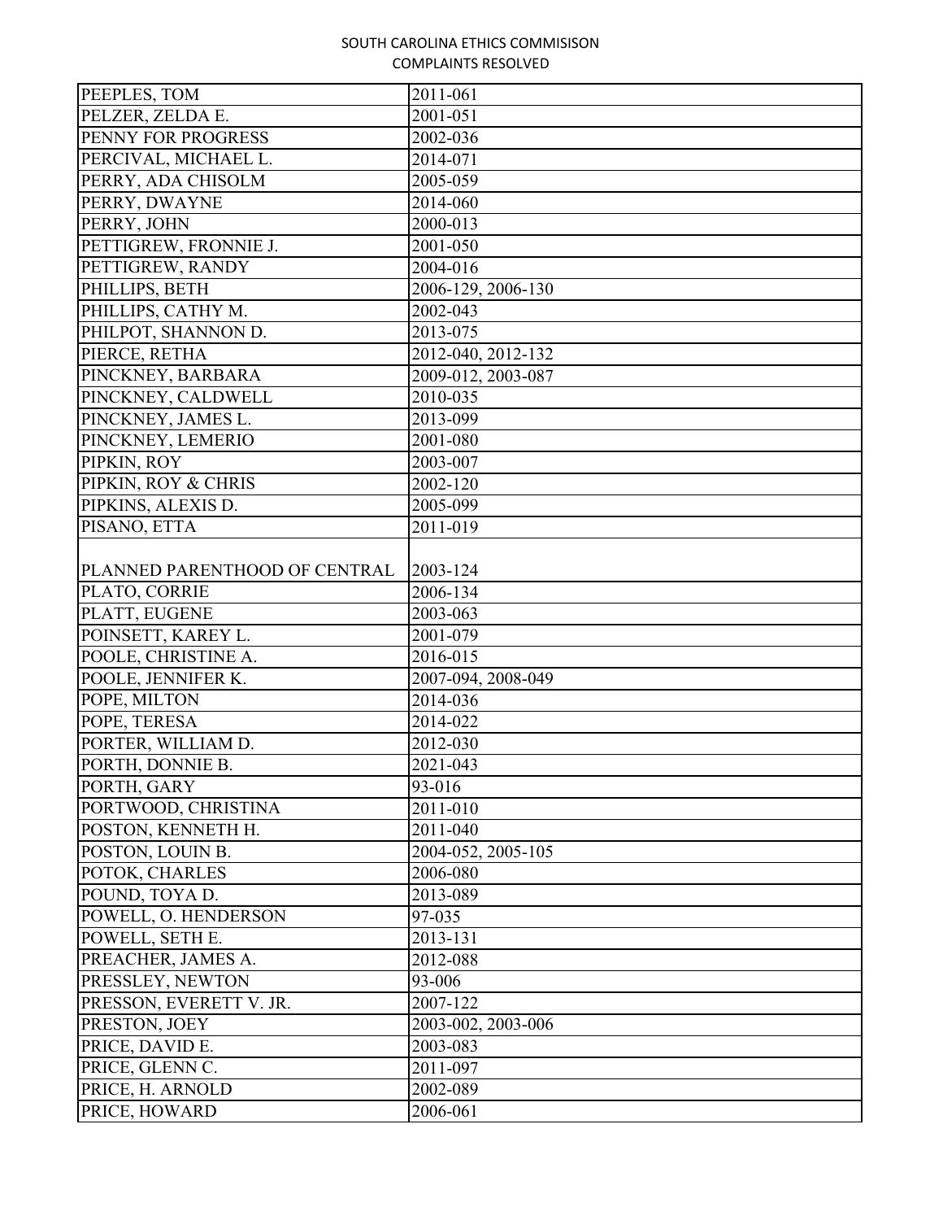| PEEPLES, TOM | 2011-061 |
|---|---|
| PELZER, ZELDA E. | 2001-051 |
| PENNY FOR PROGRESS | 2002-036 |
| PERCIVAL, MICHAEL L. | 2014-071 |
| PERRY, ADA CHISOLM | 2005-059 |
| PERRY, DWAYNE | 2014-060 |
| PERRY, JOHN | 2000-013 |
| PETTIGREW, FRONNIE J. | 2001-050 |
| PETTIGREW, RANDY | 2004-016 |
| PHILLIPS, BETH | 2006-129, 2006-130 |
| PHILLIPS, CATHY M. | 2002-043 |
| PHILPOT, SHANNON D. | 2013-075 |
| PIERCE, RETHA | 2012-040, 2012-132 |
| PINCKNEY, BARBARA | 2009-012, 2003-087 |
| PINCKNEY, CALDWELL | 2010-035 |
| PINCKNEY, JAMES L. | 2013-099 |
| PINCKNEY, LEMERIO | 2001-080 |
| PIPKIN, ROY | 2003-007 |
| PIPKIN, ROY & CHRIS | 2002-120 |
| PIPKINS, ALEXIS D. | 2005-099 |
| PISANO, ETTA | 2011-019 |
| PLANNED PARENTHOOD OF CENTRAL | 2003-124 |
| PLATO, CORRIE | 2006-134 |
| PLATT, EUGENE | 2003-063 |
| POINSETT, KAREY L. | 2001-079 |
| POOLE, CHRISTINE A. | 2016-015 |
| POOLE, JENNIFER K. | 2007-094, 2008-049 |
| POPE, MILTON | 2014-036 |
| POPE, TERESA | 2014-022 |
| PORTER, WILLIAM D. | 2012-030 |
| PORTH, DONNIE B. | 2021-043 |
| PORTH, GARY | 93-016 |
| PORTWOOD, CHRISTINA | 2011-010 |
| POSTON, KENNETH H. | 2011-040 |
| POSTON, LOUIN B. | 2004-052, 2005-105 |
| POTOK, CHARLES | 2006-080 |
| POUND, TOYA D. | 2013-089 |
| POWELL, O. HENDERSON | 97-035 |
| POWELL, SETH E. | 2013-131 |
| PREACHER, JAMES A. | 2012-088 |
| PRESSLEY, NEWTON | 93-006 |
| PRESSON, EVERETT V. JR. | 2007-122 |
| PRESTON, JOEY | 2003-002, 2003-006 |
| PRICE, DAVID E. | 2003-083 |
| PRICE, GLENN C. | 2011-097 |
| PRICE, H. ARNOLD | 2002-089 |
| PRICE, HOWARD | 2006-061 |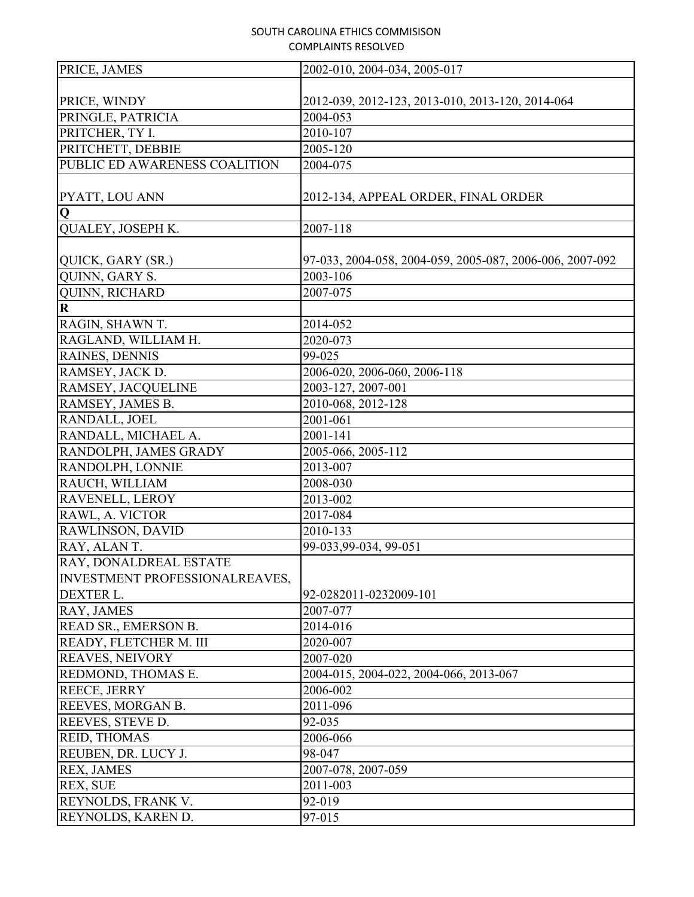SOUTH CAROLINA ETHICS COMMISISON
COMPLAINTS RESOLVED

| | |
|---|---|
| PRICE, JAMES | 2002-010, 2004-034, 2005-017 |
| PRICE, WINDY | 2012-039, 2012-123, 2013-010, 2013-120, 2014-064 |
| PRINGLE, PATRICIA | 2004-053 |
| PRITCHER, TY I. | 2010-107 |
| PRITCHETT, DEBBIE | 2005-120 |
| PUBLIC ED AWARENESS COALITION | 2004-075 |
| PYATT, LOU ANN | 2012-134, APPEAL ORDER, FINAL ORDER |
| **Q** | |
| QUALEY, JOSEPH K. | 2007-118 |
| QUICK, GARY (SR.) | 97-033, 2004-058, 2004-059, 2005-087, 2006-006, 2007-092 |
| QUINN, GARY S. | 2003-106 |
| QUINN, RICHARD | 2007-075 |
| **R** | |
| RAGIN, SHAWN T. | 2014-052 |
| RAGLAND, WILLIAM H. | 2020-073 |
| RAINES, DENNIS | 99-025 |
| RAMSEY, JACK D. | 2006-020, 2006-060, 2006-118 |
| RAMSEY, JACQUELINE | 2003-127, 2007-001 |
| RAMSEY, JAMES B. | 2010-068, 2012-128 |
| RANDALL, JOEL | 2001-061 |
| RANDALL, MICHAEL A. | 2001-141 |
| RANDOLPH, JAMES GRADY | 2005-066, 2005-112 |
| RANDOLPH, LONNIE | 2013-007 |
| RAUCH, WILLIAM | 2008-030 |
| RAVENELL, LEROY | 2013-002 |
| RAWL, A. VICTOR | 2017-084 |
| RAWLINSON, DAVID | 2010-133 |
| RAY, ALAN T. | 99-033,99-034, 99-051 |
| RAY, DONALDREAL ESTATE INVESTMENT PROFESSIONALREAVES, DEXTER L. | 92-0282011-0232009-101 |
| RAY, JAMES | 2007-077 |
| READ SR., EMERSON B. | 2014-016 |
| READY, FLETCHER M. III | 2020-007 |
| REAVES, NEIVORY | 2007-020 |
| REDMOND, THOMAS E. | 2004-015, 2004-022, 2004-066, 2013-067 |
| REECE, JERRY | 2006-002 |
| REEVES, MORGAN B. | 2011-096 |
| REEVES, STEVE D. | 92-035 |
| REID, THOMAS | 2006-066 |
| REUBEN, DR. LUCY J. | 98-047 |
| REX, JAMES | 2007-078, 2007-059 |
| REX, SUE | 2011-003 |
| REYNOLDS, FRANK V. | 92-019 |
| REYNOLDS, KAREN D. | 97-015 |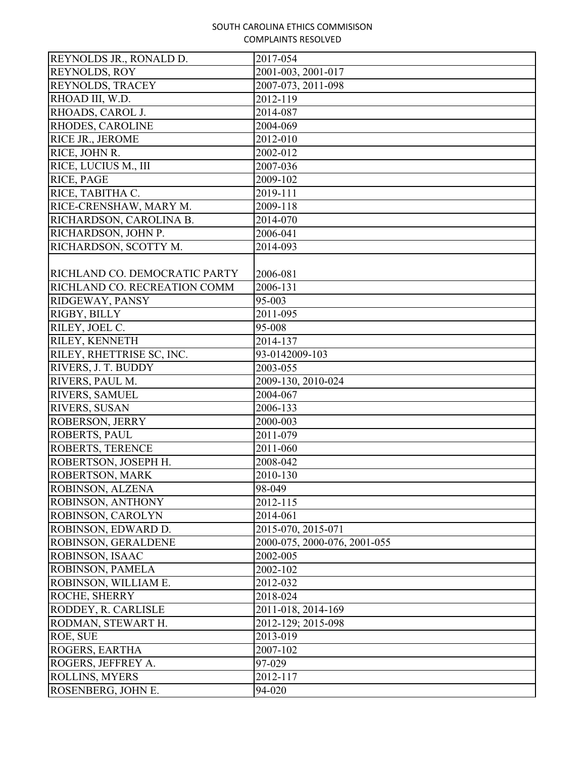| | |
|---|---|
| REYNOLDS JR., RONALD D. | 2017-054 |
| REYNOLDS, ROY | 2001-003, 2001-017 |
| REYNOLDS, TRACEY | 2007-073, 2011-098 |
| RHOAD III, W.D. | 2012-119 |
| RHOADS, CAROL J. | 2014-087 |
| RHODES, CAROLINE | 2004-069 |
| RICE JR., JEROME | 2012-010 |
| RICE, JOHN R. | 2002-012 |
| RICE, LUCIUS M., III | 2007-036 |
| RICE, PAGE | 2009-102 |
| RICE, TABITHA C. | 2019-111 |
| RICE-CRENSHAW, MARY M. | 2009-118 |
| RICHARDSON, CAROLINA B. | 2014-070 |
| RICHARDSON, JOHN P. | 2006-041 |
| RICHARDSON, SCOTTY M. | 2014-093 |
| RICHLAND CO. DEMOCRATIC PARTY | 2006-081 |
| RICHLAND CO. RECREATION COMM | 2006-131 |
| RIDGEWAY, PANSY | 95-003 |
| RIGBY, BILLY | 2011-095 |
| RILEY, JOEL C. | 95-008 |
| RILEY, KENNETH | 2014-137 |
| RILEY, RHETTRISE SC, INC. | 93-0142009-103 |
| RIVERS, J. T. BUDDY | 2003-055 |
| RIVERS, PAUL M. | 2009-130, 2010-024 |
| RIVERS, SAMUEL | 2004-067 |
| RIVERS, SUSAN | 2006-133 |
| ROBERSON, JERRY | 2000-003 |
| ROBERTS, PAUL | 2011-079 |
| ROBERTS, TERENCE | 2011-060 |
| ROBERTSON, JOSEPH H. | 2008-042 |
| ROBERTSON, MARK | 2010-130 |
| ROBINSON, ALZENA | 98-049 |
| ROBINSON, ANTHONY | 2012-115 |
| ROBINSON, CAROLYN | 2014-061 |
| ROBINSON, EDWARD D. | 2015-070, 2015-071 |
| ROBINSON, GERALDENE | 2000-075, 2000-076, 2001-055 |
| ROBINSON, ISAAC | 2002-005 |
| ROBINSON, PAMELA | 2002-102 |
| ROBINSON, WILLIAM E. | 2012-032 |
| ROCHE, SHERRY | 2018-024 |
| RODDEY, R. CARLISLE | 2011-018, 2014-169 |
| RODMAN, STEWART H. | 2012-129; 2015-098 |
| ROE, SUE | 2013-019 |
| ROGERS, EARTHA | 2007-102 |
| ROGERS, JEFFREY A. | 97-029 |
| ROLLINS, MYERS | 2012-117 |
| ROSENBERG, JOHN E. | 94-020 |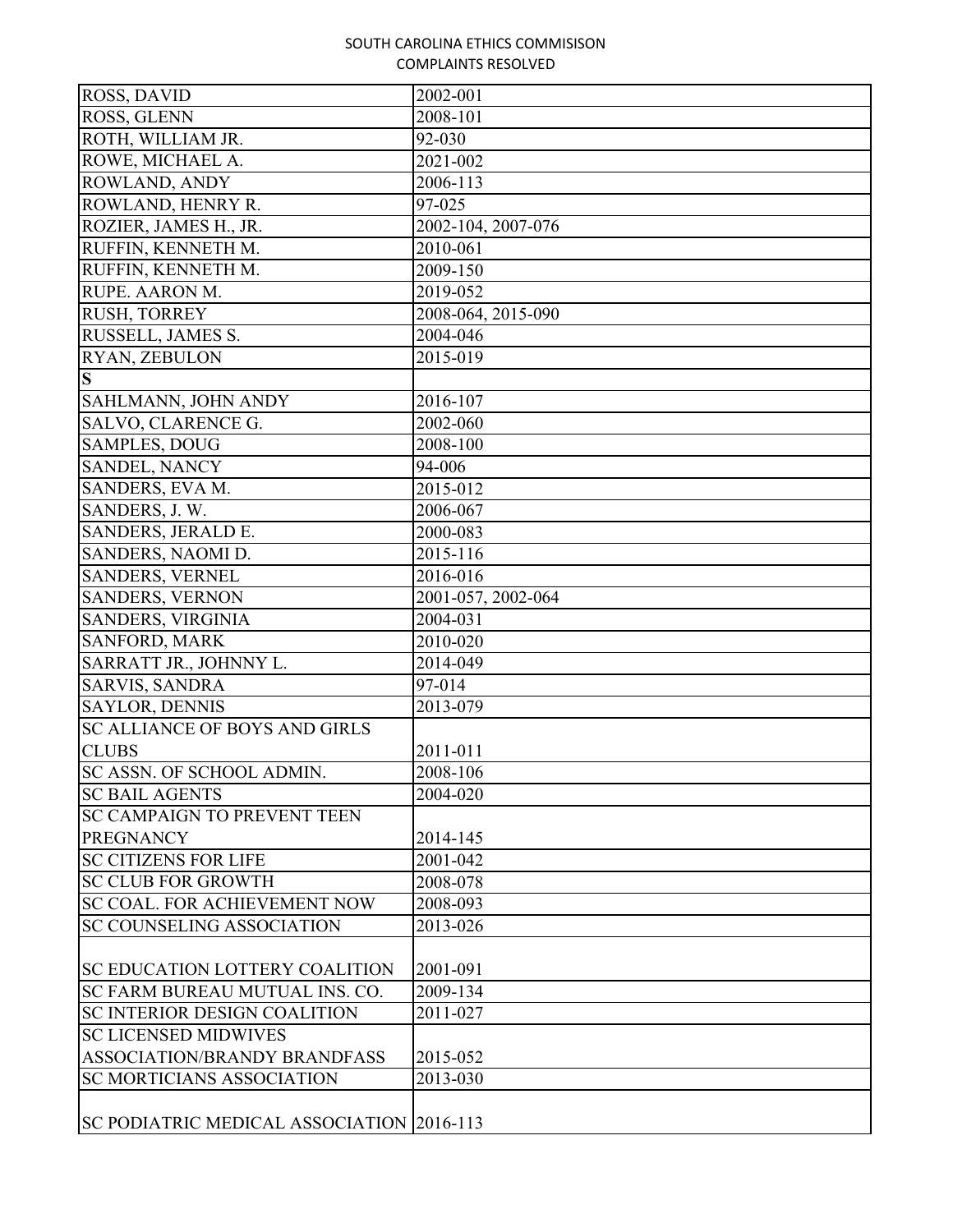SOUTH CAROLINA ETHICS COMMISISON
COMPLAINTS RESOLVED

| | |
|---|---|
| ROSS, DAVID | 2002-001 |
| ROSS, GLENN | 2008-101 |
| ROTH, WILLIAM JR. | 92-030 |
| ROWE, MICHAEL A. | 2021-002 |
| ROWLAND, ANDY | 2006-113 |
| ROWLAND, HENRY R. | 97-025 |
| ROZIER, JAMES H., JR. | 2002-104, 2007-076 |
| RUFFIN, KENNETH M. | 2010-061 |
| RUFFIN, KENNETH M. | 2009-150 |
| RUPE. AARON M. | 2019-052 |
| RUSH, TORREY | 2008-064, 2015-090 |
| RUSSELL, JAMES S. | 2004-046 |
| RYAN, ZEBULON | 2015-019 |
| **S** | |
| SAHLMANN, JOHN ANDY | 2016-107 |
| SALVO, CLARENCE G. | 2002-060 |
| SAMPLES, DOUG | 2008-100 |
| SANDEL, NANCY | 94-006 |
| SANDERS, EVA M. | 2015-012 |
| SANDERS, J. W. | 2006-067 |
| SANDERS, JERALD E. | 2000-083 |
| SANDERS, NAOMI D. | 2015-116 |
| SANDERS, VERNEL | 2016-016 |
| SANDERS, VERNON | 2001-057, 2002-064 |
| SANDERS, VIRGINIA | 2004-031 |
| SANFORD, MARK | 2010-020 |
| SARRATT JR., JOHNNY L. | 2014-049 |
| SARVIS, SANDRA | 97-014 |
| SAYLOR, DENNIS | 2013-079 |
| SC ALLIANCE OF BOYS AND GIRLS CLUBS | 2011-011 |
| SC ASSN. OF SCHOOL ADMIN. | 2008-106 |
| SC BAIL AGENTS | 2004-020 |
| SC CAMPAIGN TO PREVENT TEEN PREGNANCY | 2014-145 |
| SC CITIZENS FOR LIFE | 2001-042 |
| SC CLUB FOR GROWTH | 2008-078 |
| SC COAL. FOR ACHIEVEMENT NOW | 2008-093 |
| SC COUNSELING ASSOCIATION | 2013-026 |
| SC EDUCATION LOTTERY COALITION | 2001-091 |
| SC FARM BUREAU MUTUAL INS. CO. | 2009-134 |
| SC INTERIOR DESIGN COALITION | 2011-027 |
| SC LICENSED MIDWIVES ASSOCIATION/BRANDY BRANDFASS | 2015-052 |
| SC MORTICIANS ASSOCIATION | 2013-030 |
| SC PODIATRIC MEDICAL ASSOCIATION | 2016-113 |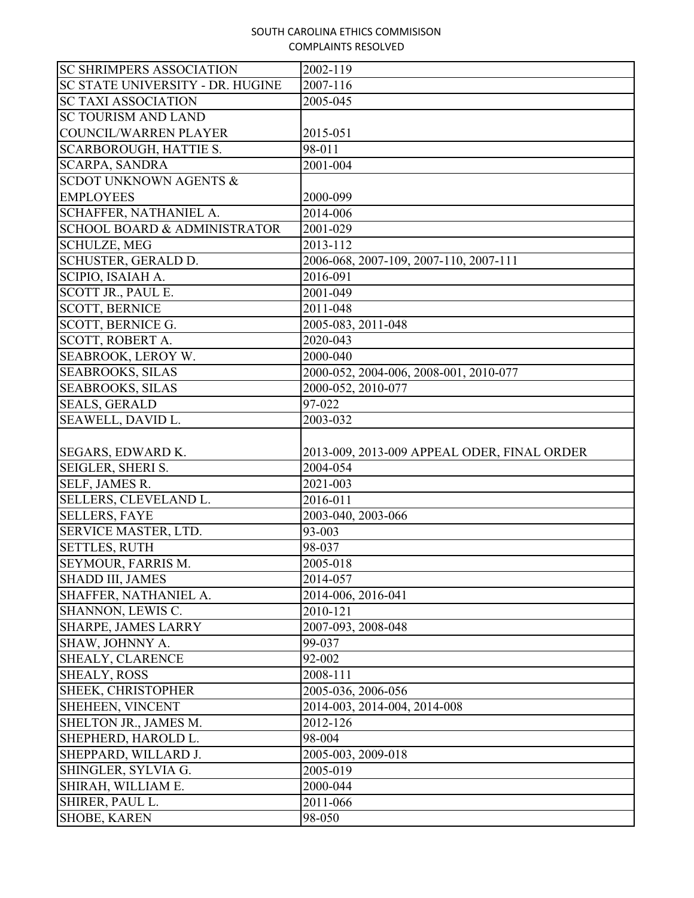| SC SHRIMPERS ASSOCIATION | 2002-119 |
|---|---|
| SC STATE UNIVERSITY - DR. HUGINE | 2007-116 |
| SC TAXI ASSOCIATION | 2005-045 |
| SC TOURISM AND LAND COUNCIL/WARREN PLAYER | 2015-051 |
| SCARBOROUGH, HATTIE S. | 98-011 |
| SCARPA, SANDRA | 2001-004 |
| SCDOT UNKNOWN AGENTS & EMPLOYEES | 2000-099 |
| SCHAFFER, NATHANIEL A. | 2014-006 |
| SCHOOL BOARD & ADMINISTRATOR | 2001-029 |
| SCHULZE, MEG | 2013-112 |
| SCHUSTER, GERALD D. | 2006-068, 2007-109, 2007-110, 2007-111 |
| SCIPIO, ISAIAH A. | 2016-091 |
| SCOTT JR., PAUL E. | 2001-049 |
| SCOTT, BERNICE | 2011-048 |
| SCOTT, BERNICE G. | 2005-083, 2011-048 |
| SCOTT, ROBERT A. | 2020-043 |
| SEABROOK, LEROY W. | 2000-040 |
| SEABROOKS, SILAS | 2000-052, 2004-006, 2008-001, 2010-077 |
| SEABROOKS, SILAS | 2000-052, 2010-077 |
| SEALS, GERALD | 97-022 |
| SEAWELL, DAVID L. | 2003-032 |
| SEGARS, EDWARD K. | 2013-009, 2013-009 APPEAL ODER, FINAL ORDER |
| SEIGLER, SHERI S. | 2004-054 |
| SELF, JAMES R. | 2021-003 |
| SELLERS, CLEVELAND L. | 2016-011 |
| SELLERS, FAYE | 2003-040, 2003-066 |
| SERVICE MASTER, LTD. | 93-003 |
| SETTLES, RUTH | 98-037 |
| SEYMOUR, FARRIS M. | 2005-018 |
| SHADD III, JAMES | 2014-057 |
| SHAFFER, NATHANIEL A. | 2014-006, 2016-041 |
| SHANNON, LEWIS C. | 2010-121 |
| SHARPE, JAMES LARRY | 2007-093, 2008-048 |
| SHAW, JOHNNY A. | 99-037 |
| SHEALY, CLARENCE | 92-002 |
| SHEALY, ROSS | 2008-111 |
| SHEEK, CHRISTOPHER | 2005-036, 2006-056 |
| SHEHEEN, VINCENT | 2014-003, 2014-004, 2014-008 |
| SHELTON JR., JAMES M. | 2012-126 |
| SHEPHERD, HAROLD L. | 98-004 |
| SHEPPARD, WILLARD J. | 2005-003, 2009-018 |
| SHINGLER, SYLVIA G. | 2005-019 |
| SHIRAH, WILLIAM E. | 2000-044 |
| SHIRER, PAUL L. | 2011-066 |
| SHOBE, KAREN | 98-050 |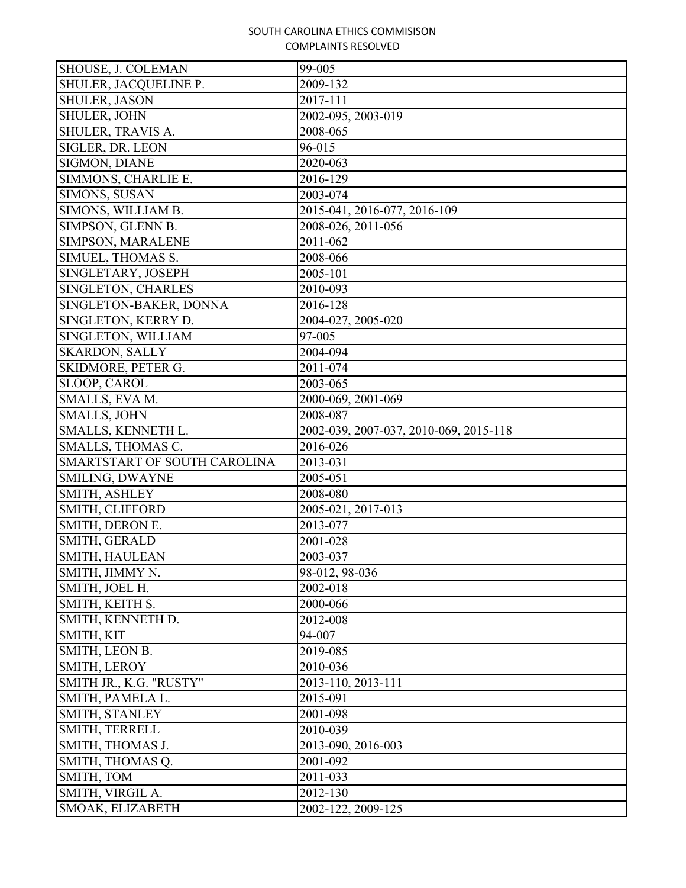| SHOUSE, J. COLEMAN | 99-005 |
|---|---|
| SHULER, JACQUELINE P. | 2009-132 |
| SHULER, JASON | 2017-111 |
| SHULER, JOHN | 2002-095, 2003-019 |
| SHULER, TRAVIS A. | 2008-065 |
| SIGLER, DR. LEON | 96-015 |
| SIGMON, DIANE | 2020-063 |
| SIMMONS, CHARLIE E. | 2016-129 |
| SIMONS, SUSAN | 2003-074 |
| SIMONS, WILLIAM B. | 2015-041, 2016-077, 2016-109 |
| SIMPSON, GLENN B. | 2008-026, 2011-056 |
| SIMPSON, MARALENE | 2011-062 |
| SIMUEL, THOMAS S. | 2008-066 |
| SINGLETARY, JOSEPH | 2005-101 |
| SINGLETON, CHARLES | 2010-093 |
| SINGLETON-BAKER, DONNA | 2016-128 |
| SINGLETON, KERRY D. | 2004-027, 2005-020 |
| SINGLETON, WILLIAM | 97-005 |
| SKARDON, SALLY | 2004-094 |
| SKIDMORE, PETER G. | 2011-074 |
| SLOOP, CAROL | 2003-065 |
| SMALLS, EVA M. | 2000-069, 2001-069 |
| SMALLS, JOHN | 2008-087 |
| SMALLS, KENNETH L. | 2002-039, 2007-037, 2010-069, 2015-118 |
| SMALLS, THOMAS C. | 2016-026 |
| SMARTSTART OF SOUTH CAROLINA | 2013-031 |
| SMILING, DWAYNE | 2005-051 |
| SMITH, ASHLEY | 2008-080 |
| SMITH, CLIFFORD | 2005-021, 2017-013 |
| SMITH, DERON E. | 2013-077 |
| SMITH, GERALD | 2001-028 |
| SMITH, HAULEAN | 2003-037 |
| SMITH, JIMMY N. | 98-012, 98-036 |
| SMITH, JOEL H. | 2002-018 |
| SMITH, KEITH S. | 2000-066 |
| SMITH, KENNETH D. | 2012-008 |
| SMITH, KIT | 94-007 |
| SMITH, LEON B. | 2019-085 |
| SMITH, LEROY | 2010-036 |
| SMITH JR., K.G. "RUSTY" | 2013-110, 2013-111 |
| SMITH, PAMELA L. | 2015-091 |
| SMITH, STANLEY | 2001-098 |
| SMITH, TERRELL | 2010-039 |
| SMITH, THOMAS J. | 2013-090, 2016-003 |
| SMITH, THOMAS Q. | 2001-092 |
| SMITH, TOM | 2011-033 |
| SMITH, VIRGIL A. | 2012-130 |
| SMOAK, ELIZABETH | 2002-122, 2009-125 |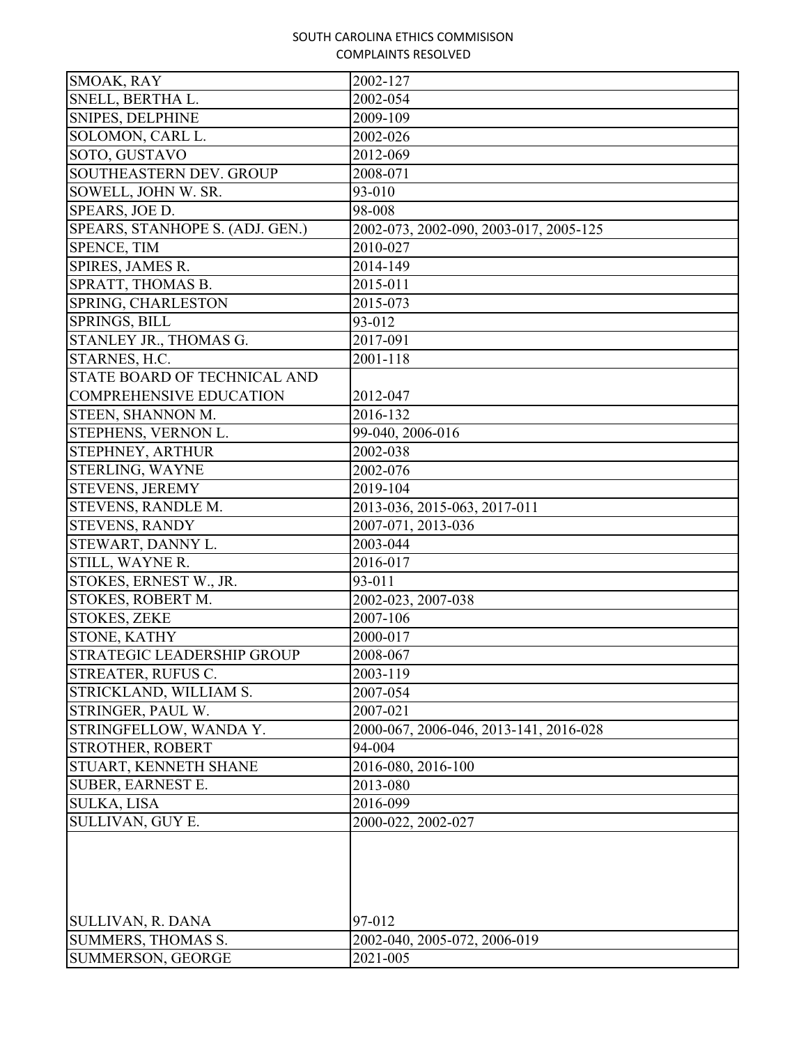SOUTH CAROLINA ETHICS COMMISISON
COMPLAINTS RESOLVED

| | |
|---|---|
| SMOAK, RAY | 2002-127 |
| SNELL, BERTHA L. | 2002-054 |
| SNIPES, DELPHINE | 2009-109 |
| SOLOMON, CARL L. | 2002-026 |
| SOTO, GUSTAVO | 2012-069 |
| SOUTHEASTERN DEV. GROUP | 2008-071 |
| SOWELL, JOHN W. SR. | 93-010 |
| SPEARS, JOE D. | 98-008 |
| SPEARS, STANHOPE S. (ADJ. GEN.) | 2002-073, 2002-090, 2003-017, 2005-125 |
| SPENCE, TIM | 2010-027 |
| SPIRES, JAMES R. | 2014-149 |
| SPRATT, THOMAS B. | 2015-011 |
| SPRING, CHARLESTON | 2015-073 |
| SPRINGS, BILL | 93-012 |
| STANLEY JR., THOMAS G. | 2017-091 |
| STARNES, H.C. | 2001-118 |
| STATE BOARD OF TECHNICAL AND COMPREHENSIVE EDUCATION | 2012-047 |
| STEEN, SHANNON M. | 2016-132 |
| STEPHENS, VERNON L. | 99-040, 2006-016 |
| STEPHNEY, ARTHUR | 2002-038 |
| STERLING, WAYNE | 2002-076 |
| STEVENS, JEREMY | 2019-104 |
| STEVENS, RANDLE M. | 2013-036, 2015-063, 2017-011 |
| STEVENS, RANDY | 2007-071, 2013-036 |
| STEWART, DANNY L. | 2003-044 |
| STILL, WAYNE R. | 2016-017 |
| STOKES, ERNEST W., JR. | 93-011 |
| STOKES, ROBERT M. | 2002-023, 2007-038 |
| STOKES, ZEKE | 2007-106 |
| STONE, KATHY | 2000-017 |
| STRATEGIC LEADERSHIP GROUP | 2008-067 |
| STREATER, RUFUS C. | 2003-119 |
| STRICKLAND, WILLIAM S. | 2007-054 |
| STRINGER, PAUL W. | 2007-021 |
| STRINGFELLOW, WANDA Y. | 2000-067, 2006-046, 2013-141, 2016-028 |
| STROTHER, ROBERT | 94-004 |
| STUART, KENNETH SHANE | 2016-080, 2016-100 |
| SUBER, EARNEST E. | 2013-080 |
| SULKA, LISA | 2016-099 |
| SULLIVAN, GUY E. | 2000-022, 2002-027 |
| SULLIVAN, R. DANA | 97-012 |
| SUMMERS, THOMAS S. | 2002-040, 2005-072, 2006-019 |
| SUMMERSON, GEORGE | 2021-005 |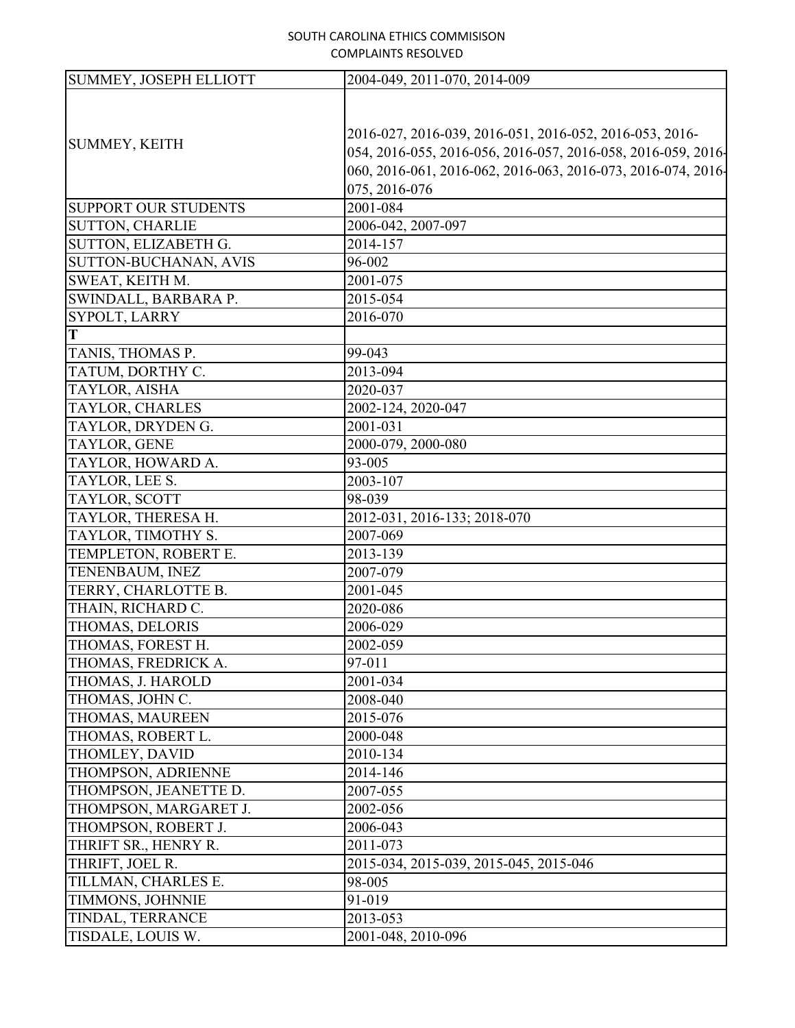| | |
|---|---|
| SUMMEY, JOSEPH ELLIOTT | 2004-049, 2011-070, 2014-009 |
| SUMMEY, KEITH | 2016-027, 2016-039, 2016-051, 2016-052, 2016-053, 2016-054, 2016-055, 2016-056, 2016-057, 2016-058, 2016-059, 2016-060, 2016-061, 2016-062, 2016-063, 2016-073, 2016-074, 2016-075, 2016-076 |
| SUPPORT OUR STUDENTS | 2001-084 |
| SUTTON, CHARLIE | 2006-042, 2007-097 |
| SUTTON, ELIZABETH G. | 2014-157 |
| SUTTON-BUCHANAN, AVIS | 96-002 |
| SWEAT, KEITH M. | 2001-075 |
| SWINDALL, BARBARA P. | 2015-054 |
| SYPOLT, LARRY | 2016-070 |
| **T** | |
| TANIS, THOMAS P. | 99-043 |
| TATUM, DORTHY C. | 2013-094 |
| TAYLOR, AISHA | 2020-037 |
| TAYLOR, CHARLES | 2002-124, 2020-047 |
| TAYLOR, DRYDEN G. | 2001-031 |
| TAYLOR, GENE | 2000-079, 2000-080 |
| TAYLOR, HOWARD A. | 93-005 |
| TAYLOR, LEE S. | 2003-107 |
| TAYLOR, SCOTT | 98-039 |
| TAYLOR, THERESA H. | 2012-031, 2016-133; 2018-070 |
| TAYLOR, TIMOTHY S. | 2007-069 |
| TEMPLETON, ROBERT E. | 2013-139 |
| TENENBAUM, INEZ | 2007-079 |
| TERRY, CHARLOTTE B. | 2001-045 |
| THAIN, RICHARD C. | 2020-086 |
| THOMAS, DELORIS | 2006-029 |
| THOMAS, FOREST H. | 2002-059 |
| THOMAS, FREDRICK A. | 97-011 |
| THOMAS, J. HAROLD | 2001-034 |
| THOMAS, JOHN C. | 2008-040 |
| THOMAS, MAUREEN | 2015-076 |
| THOMAS, ROBERT L. | 2000-048 |
| THOMLEY, DAVID | 2010-134 |
| THOMPSON, ADRIENNE | 2014-146 |
| THOMPSON, JEANETTE D. | 2007-055 |
| THOMPSON, MARGARET J. | 2002-056 |
| THOMPSON, ROBERT J. | 2006-043 |
| THRIFT SR., HENRY R. | 2011-073 |
| THRIFT, JOEL R. | 2015-034, 2015-039, 2015-045, 2015-046 |
| TILLMAN, CHARLES E. | 98-005 |
| TIMMONS, JOHNNIE | 91-019 |
| TINDAL, TERRANCE | 2013-053 |
| TISDALE, LOUIS W. | 2001-048, 2010-096 |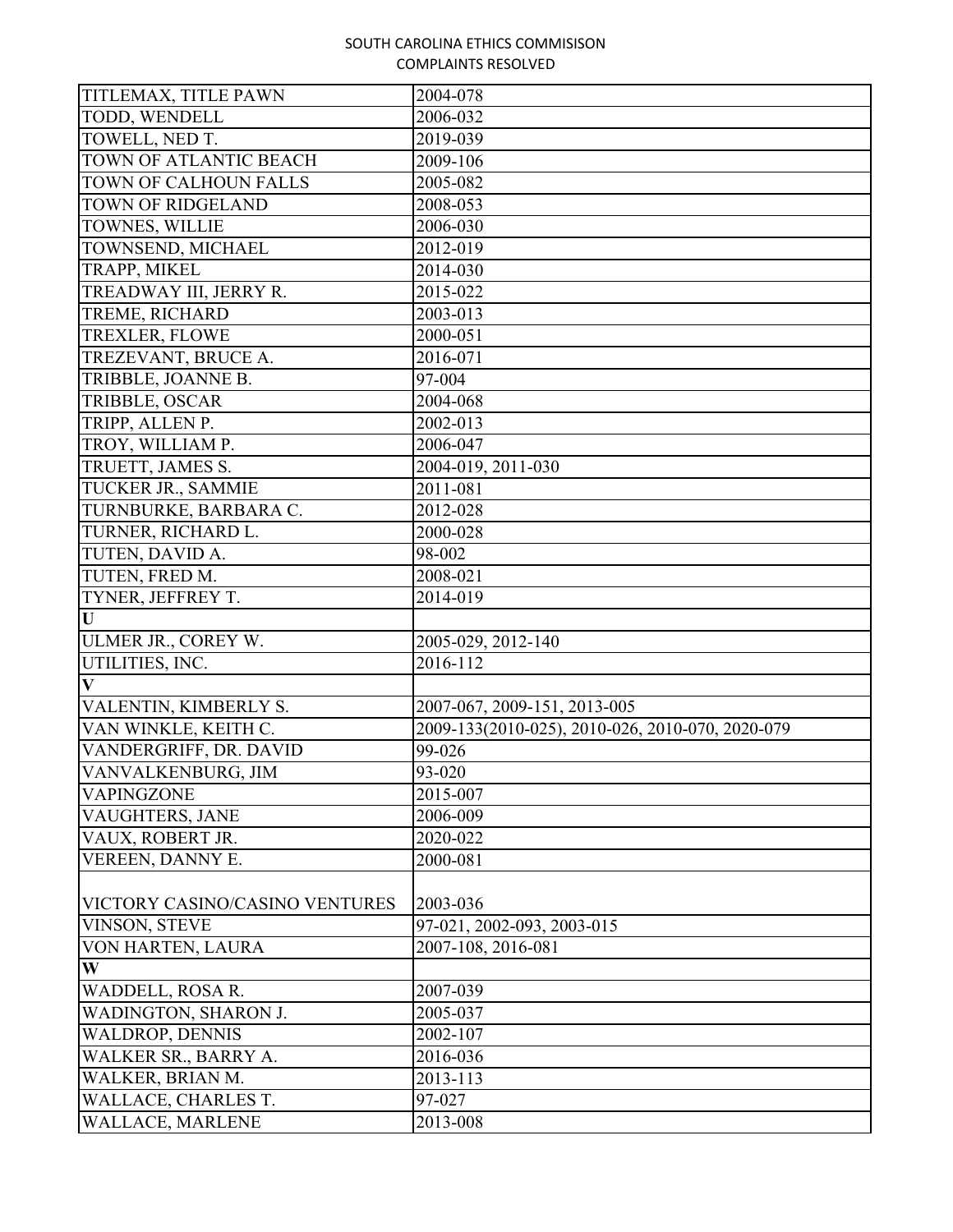| TITLEMAX, TITLE PAWN | 2004-078 |
|---|---|
| TODD, WENDELL | 2006-032 |
| TOWELL, NED T. | 2019-039 |
| TOWN OF ATLANTIC BEACH | 2009-106 |
| TOWN OF CALHOUN FALLS | 2005-082 |
| TOWN OF RIDGELAND | 2008-053 |
| TOWNES, WILLIE | 2006-030 |
| TOWNSEND, MICHAEL | 2012-019 |
| TRAPP, MIKEL | 2014-030 |
| TREADWAY III, JERRY R. | 2015-022 |
| TREME, RICHARD | 2003-013 |
| TREXLER, FLOWE | 2000-051 |
| TREZEVANT, BRUCE A. | 2016-071 |
| TRIBBLE, JOANNE B. | 97-004 |
| TRIBBLE, OSCAR | 2004-068 |
| TRIPP, ALLEN P. | 2002-013 |
| TROY, WILLIAM P. | 2006-047 |
| TRUETT, JAMES S. | 2004-019, 2011-030 |
| TUCKER JR., SAMMIE | 2011-081 |
| TURNBURKE, BARBARA C. | 2012-028 |
| TURNER, RICHARD L. | 2000-028 |
| TUTEN, DAVID A. | 98-002 |
| TUTEN, FRED M. | 2008-021 |
| TYNER, JEFFREY T. | 2014-019 |
| **U** | |
| ULMER JR., COREY W. | 2005-029, 2012-140 |
| UTILITIES, INC. | 2016-112 |
| **V** | |
| VALENTIN, KIMBERLY S. | 2007-067, 2009-151, 2013-005 |
| VAN WINKLE, KEITH C. | 2009-133(2010-025), 2010-026, 2010-070, 2020-079 |
| VANDERGRIFF, DR. DAVID | 99-026 |
| VANVALKENBURG, JIM | 93-020 |
| VAPINGZONE | 2015-007 |
| VAUGHTERS, JANE | 2006-009 |
| VAUX, ROBERT JR. | 2020-022 |
| VEREEN, DANNY E. | 2000-081 |
| VICTORY CASINO/CASINO VENTURES | 2003-036 |
| VINSON, STEVE | 97-021, 2002-093, 2003-015 |
| VON HARTEN, LAURA | 2007-108, 2016-081 |
| **W** | |
| WADDELL, ROSA R. | 2007-039 |
| WADINGTON, SHARON J. | 2005-037 |
| WALDROP, DENNIS | 2002-107 |
| WALKER SR., BARRY A. | 2016-036 |
| WALKER, BRIAN M. | 2013-113 |
| WALLACE, CHARLES T. | 97-027 |
| WALLACE, MARLENE | 2013-008 |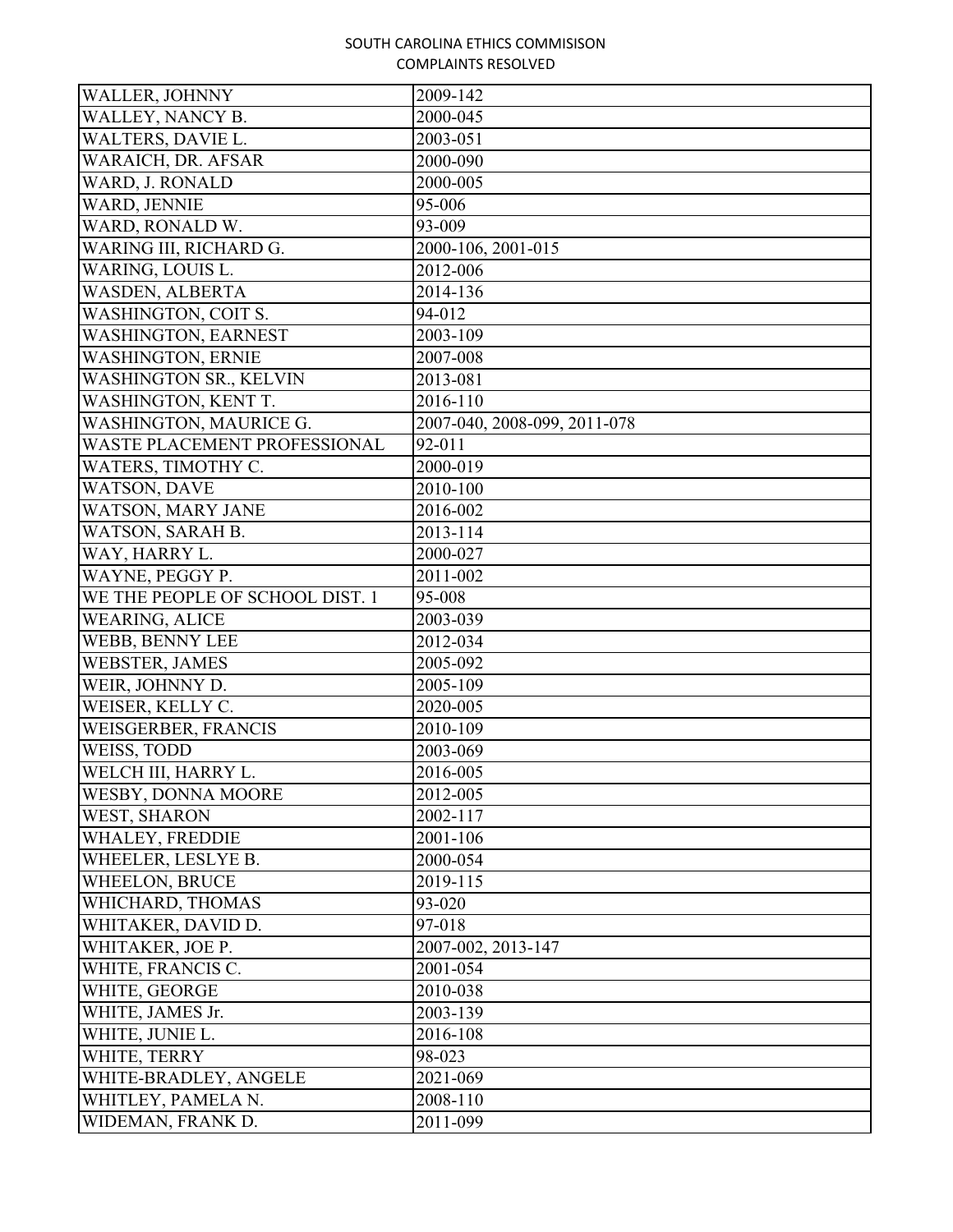| WALLER, JOHNNY | 2009-142 |
|---|---|
| WALLEY, NANCY B. | 2000-045 |
| WALTERS, DAVIE L. | 2003-051 |
| WARAICH, DR. AFSAR | 2000-090 |
| WARD, J. RONALD | 2000-005 |
| WARD, JENNIE | 95-006 |
| WARD, RONALD W. | 93-009 |
| WARING III, RICHARD G. | 2000-106, 2001-015 |
| WARING, LOUIS L. | 2012-006 |
| WASDEN, ALBERTA | 2014-136 |
| WASHINGTON, COIT S. | 94-012 |
| WASHINGTON, EARNEST | 2003-109 |
| WASHINGTON, ERNIE | 2007-008 |
| WASHINGTON SR., KELVIN | 2013-081 |
| WASHINGTON, KENT T. | 2016-110 |
| WASHINGTON, MAURICE G. | 2007-040, 2008-099, 2011-078 |
| WASTE PLACEMENT PROFESSIONAL | 92-011 |
| WATERS, TIMOTHY C. | 2000-019 |
| WATSON, DAVE | 2010-100 |
| WATSON, MARY JANE | 2016-002 |
| WATSON, SARAH B. | 2013-114 |
| WAY, HARRY L. | 2000-027 |
| WAYNE, PEGGY P. | 2011-002 |
| WE THE PEOPLE OF SCHOOL DIST. 1 | 95-008 |
| WEARING, ALICE | 2003-039 |
| WEBB, BENNY LEE | 2012-034 |
| WEBSTER, JAMES | 2005-092 |
| WEIR, JOHNNY D. | 2005-109 |
| WEISER, KELLY C. | 2020-005 |
| WEISGERBER, FRANCIS | 2010-109 |
| WEISS, TODD | 2003-069 |
| WELCH III, HARRY L. | 2016-005 |
| WESBY, DONNA MOORE | 2012-005 |
| WEST, SHARON | 2002-117 |
| WHALEY, FREDDIE | 2001-106 |
| WHEELER, LESLYE B. | 2000-054 |
| WHEELON, BRUCE | 2019-115 |
| WHICHARD, THOMAS | 93-020 |
| WHITAKER, DAVID D. | 97-018 |
| WHITAKER, JOE P. | 2007-002, 2013-147 |
| WHITE, FRANCIS C. | 2001-054 |
| WHITE, GEORGE | 2010-038 |
| WHITE, JAMES Jr. | 2003-139 |
| WHITE, JUNIE L. | 2016-108 |
| WHITE, TERRY | 98-023 |
| WHITE-BRADLEY, ANGELE | 2021-069 |
| WHITLEY, PAMELA N. | 2008-110 |
| WIDEMAN, FRANK D. | 2011-099 |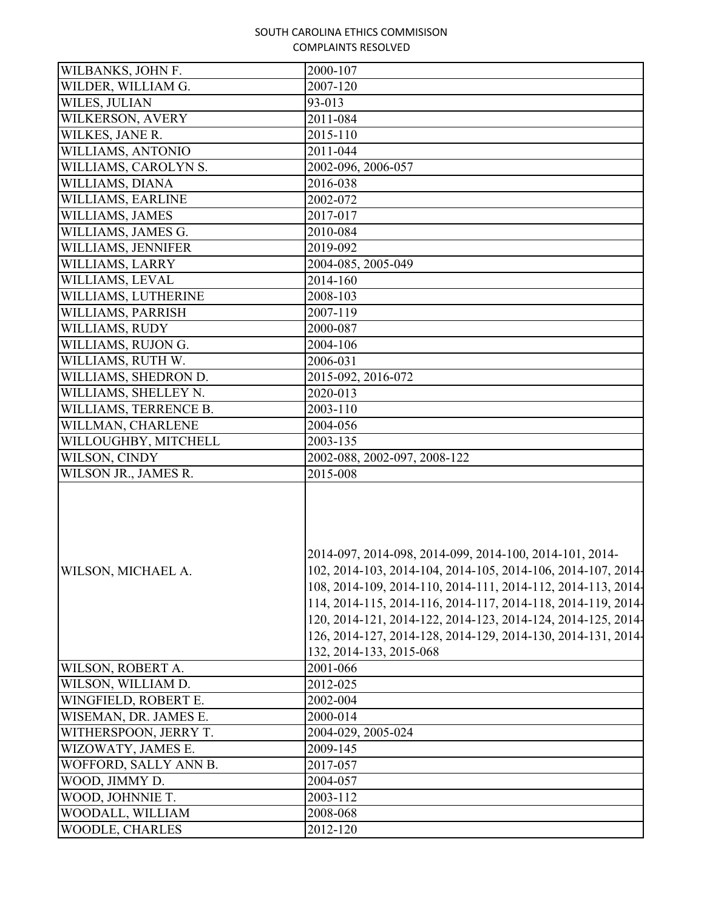SOUTH CAROLINA ETHICS COMMISISON
COMPLAINTS RESOLVED

| | |
|---|---|
| WILBANKS, JOHN F. | 2000-107 |
| WILDER, WILLIAM G. | 2007-120 |
| WILES, JULIAN | 93-013 |
| WILKERSON, AVERY | 2011-084 |
| WILKES, JANE R. | 2015-110 |
| WILLIAMS, ANTONIO | 2011-044 |
| WILLIAMS, CAROLYN S. | 2002-096, 2006-057 |
| WILLIAMS, DIANA | 2016-038 |
| WILLIAMS, EARLINE | 2002-072 |
| WILLIAMS, JAMES | 2017-017 |
| WILLIAMS, JAMES G. | 2010-084 |
| WILLIAMS, JENNIFER | 2019-092 |
| WILLIAMS, LARRY | 2004-085, 2005-049 |
| WILLIAMS, LEVAL | 2014-160 |
| WILLIAMS, LUTHERINE | 2008-103 |
| WILLIAMS, PARRISH | 2007-119 |
| WILLIAMS, RUDY | 2000-087 |
| WILLIAMS, RUJON G. | 2004-106 |
| WILLIAMS, RUTH W. | 2006-031 |
| WILLIAMS, SHEDRON D. | 2015-092, 2016-072 |
| WILLIAMS, SHELLEY N. | 2020-013 |
| WILLIAMS, TERRENCE B. | 2003-110 |
| WILLMAN, CHARLENE | 2004-056 |
| WILLOUGHBY, MITCHELL | 2003-135 |
| WILSON, CINDY | 2002-088, 2002-097, 2008-122 |
| WILSON JR., JAMES R. | 2015-008 |
| WILSON, MICHAEL A. | 2014-097, 2014-098, 2014-099, 2014-100, 2014-101, 2014-102, 2014-103, 2014-104, 2014-105, 2014-106, 2014-107, 2014-108, 2014-109, 2014-110, 2014-111, 2014-112, 2014-113, 2014-114, 2014-115, 2014-116, 2014-117, 2014-118, 2014-119, 2014-120, 2014-121, 2014-122, 2014-123, 2014-124, 2014-125, 2014-126, 2014-127, 2014-128, 2014-129, 2014-130, 2014-131, 2014-132, 2014-133, 2015-068 |
| WILSON, ROBERT A. | 2001-066 |
| WILSON, WILLIAM D. | 2012-025 |
| WINGFIELD, ROBERT E. | 2002-004 |
| WISEMAN, DR. JAMES E. | 2000-014 |
| WITHERSPOON, JERRY T. | 2004-029, 2005-024 |
| WIZOWATY, JAMES E. | 2009-145 |
| WOFFORD, SALLY ANN B. | 2017-057 |
| WOOD, JIMMY D. | 2004-057 |
| WOOD, JOHNNIE T. | 2003-112 |
| WOODALL, WILLIAM | 2008-068 |
| WOODLE, CHARLES | 2012-120 |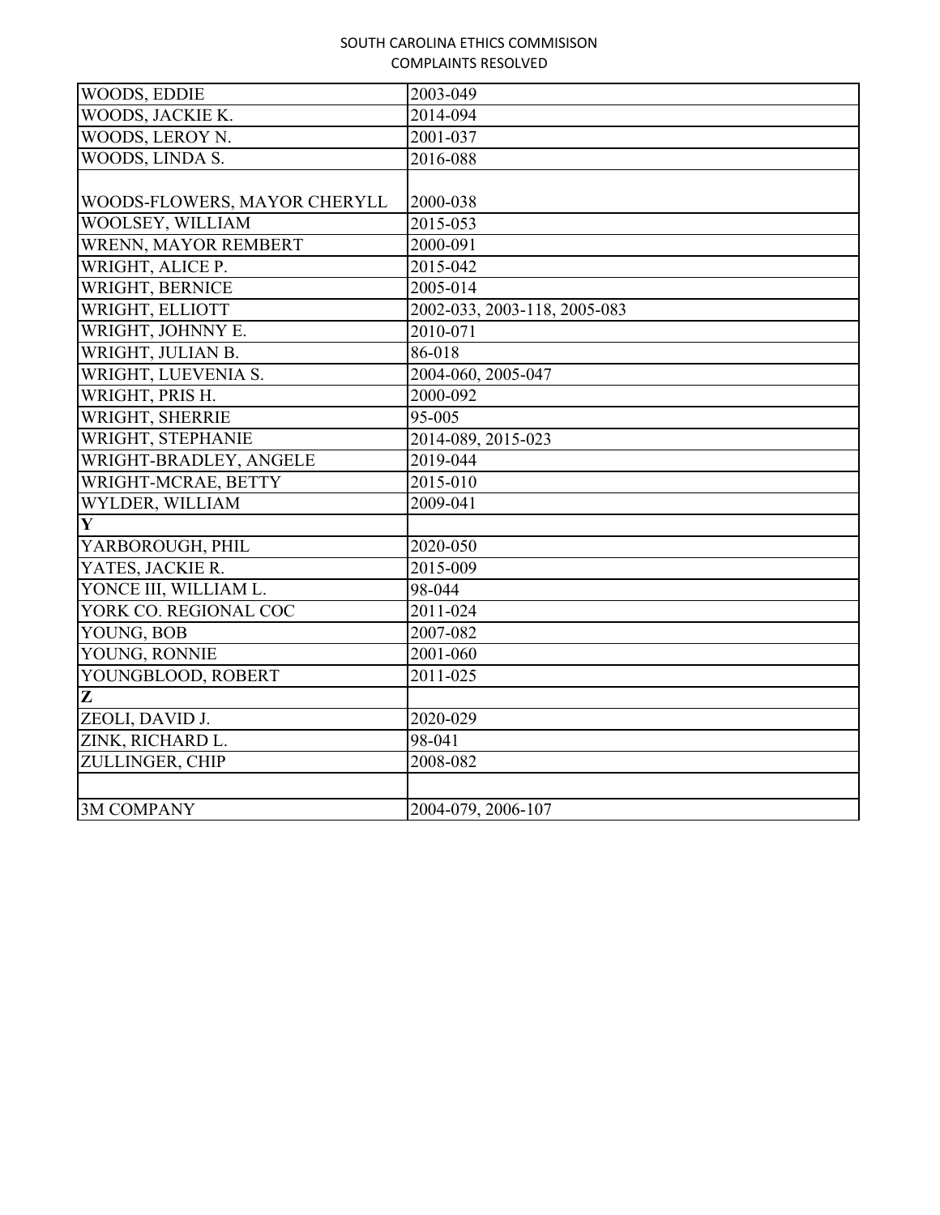| | |
|---|---|
| WOODS, EDDIE | 2003-049 |
| WOODS, JACKIE K. | 2014-094 |
| WOODS, LEROY N. | 2001-037 |
| WOODS, LINDA S. | 2016-088 |
| WOODS-FLOWERS, MAYOR CHERYLL | 2000-038 |
| WOOLSEY, WILLIAM | 2015-053 |
| WRENN, MAYOR REMBERT | 2000-091 |
| WRIGHT, ALICE P. | 2015-042 |
| WRIGHT, BERNICE | 2005-014 |
| WRIGHT, ELLIOTT | 2002-033, 2003-118, 2005-083 |
| WRIGHT, JOHNNY E. | 2010-071 |
| WRIGHT, JULIAN B. | 86-018 |
| WRIGHT, LUEVENIA S. | 2004-060, 2005-047 |
| WRIGHT, PRIS H. | 2000-092 |
| WRIGHT, SHERRIE | 95-005 |
| WRIGHT, STEPHANIE | 2014-089, 2015-023 |
| WRIGHT-BRADLEY, ANGELE | 2019-044 |
| WRIGHT-MCRAE, BETTY | 2015-010 |
| WYLDER, WILLIAM | 2009-041 |
| **Y** | |
| YARBOROUGH, PHIL | 2020-050 |
| YATES, JACKIE R. | 2015-009 |
| YONCE III, WILLIAM L. | 98-044 |
| YORK CO. REGIONAL COC | 2011-024 |
| YOUNG, BOB | 2007-082 |
| YOUNG, RONNIE | 2001-060 |
| YOUNGBLOOD, ROBERT | 2011-025 |
| **Z** | |
| ZEOLI, DAVID J. | 2020-029 |
| ZINK, RICHARD L. | 98-041 |
| ZULLINGER, CHIP | 2008-082 |
| | |
| 3M COMPANY | 2004-079, 2006-107 |